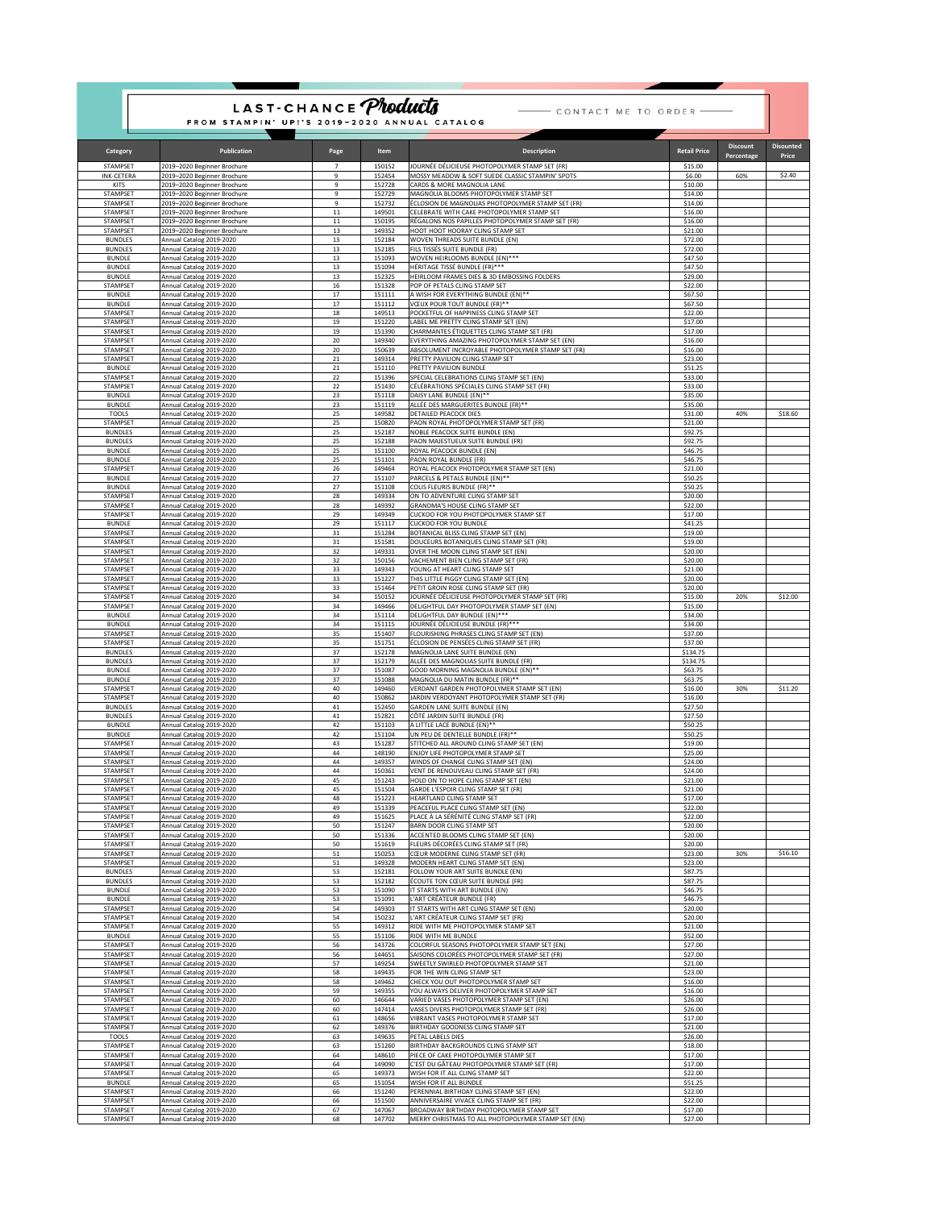# LAST-CHANCE *Products*

**FROM STAMPIN' UP!'S 2019–2020 ANNUAL CATALOG**

CONTACT ME TO ORDER

| Category | Publication | Page | Item | Description | Retail Price | Discount Percentage | Disounted Price |
|---|---|---|---|---|---|---|---|
| STAMPSET | 2019–2020 Beginner Brochure | 7 | 150152 | JOURNÉE DÉLICIEUSE PHOTOPOLYMER STAMP SET (FR) | $15.00 | | |
| INK-CETERA | 2019–2020 Beginner Brochure | 9 | 152454 | MOSSY MEADOW & SOFT SUEDE CLASSIC STAMPIN' SPOTS | $6.00 | 60% | $2.40 |
| KITS | 2019–2020 Beginner Brochure | 9 | 152728 | CARDS & MORE MAGNOLIA LANE | $10.00 | | |
| STAMPSET | 2019–2020 Beginner Brochure | 9 | 152729 | MAGNOLIA BLOOMS PHOTOPOLYMER STAMP SET | $14.00 | | |
| STAMPSET | 2019–2020 Beginner Brochure | 9 | 152732 | ÉCLOSION DE MAGNOLIAS PHOTOPOLYMER STAMP SET (FR) | $14.00 | | |
| STAMPSET | 2019–2020 Beginner Brochure | 11 | 149501 | CELEBRATE WITH CAKE PHOTOPOLYMER STAMP SET | $16.00 | | |
| STAMPSET | 2019–2020 Beginner Brochure | 11 | 150195 | RÉGALONS NOS PAPILLES PHOTOPOLYMER STAMP SET (FR) | $16.00 | | |
| STAMPSET | 2019–2020 Beginner Brochure | 13 | 149352 | HOOT HOOT HOORAY CLING STAMP SET | $21.00 | | |
| BUNDLES | Annual Catalog 2019-2020 | 13 | 152184 | WOVEN THREADS SUITE BUNDLE (EN) | $72.00 | | |
| BUNDLES | Annual Catalog 2019-2020 | 13 | 152185 | FILS TISSÉS SUITE BUNDLE (FR) | $72.00 | | |
| BUNDLE | Annual Catalog 2019-2020 | 13 | 151093 | WOVEN HEIRLOOMS BUNDLE (EN)*** | $47.50 | | |
| BUNDLE | Annual Catalog 2019-2020 | 13 | 151094 | HÉRITAGE TISSÉ BUNDLE (FR)*** | $47.50 | | |
| BUNDLE | Annual Catalog 2019-2020 | 13 | 152325 | HEIRLOOM FRAMES DIES & 3D EMBOSSING FOLDERS | $29.00 | | |
| STAMPSET | Annual Catalog 2019-2020 | 16 | 151328 | POP OF PETALS CLING STAMP SET | $22.00 | | |
| BUNDLE | Annual Catalog 2019-2020 | 17 | 151111 | A WISH FOR EVERYTHING BUNDLE (EN)** | $67.50 | | |
| BUNDLE | Annual Catalog 2019-2020 | 17 | 151112 | VŒUX POUR TOUT BUNDLE (FR)** | $67.50 | | |
| STAMPSET | Annual Catalog 2019-2020 | 18 | 149513 | POCKETFUL OF HAPPINESS CLING STAMP SET | $22.00 | | |
| STAMPSET | Annual Catalog 2019-2020 | 19 | 151220 | LABEL ME PRETTY CLING STAMP SET (EN) | $17.00 | | |
| STAMPSET | Annual Catalog 2019-2020 | 19 | 151390 | CHARMANTES ÉTIQUETTES CLING STAMP SET (FR) | $17.00 | | |
| STAMPSET | Annual Catalog 2019-2020 | 20 | 149340 | EVERYTHING AMAZING PHOTOPOLYMER STAMP SET (EN) | $16.00 | | |
| STAMPSET | Annual Catalog 2019-2020 | 20 | 150639 | ABSOLUMENT INCROYABLE PHOTOPOLYMER STAMP SET (FR) | $16.00 | | |
| STAMPSET | Annual Catalog 2019-2020 | 21 | 149314 | PRETTY PAVILION CLING STAMP SET | $23.00 | | |
| BUNDLE | Annual Catalog 2019-2020 | 21 | 151110 | PRETTY PAVILION BUNDLE | $51.25 | | |
| STAMPSET | Annual Catalog 2019-2020 | 22 | 151396 | SPECIAL CELEBRATIONS CLING STAMP SET (EN) | $33.00 | | |
| STAMPSET | Annual Catalog 2019-2020 | 22 | 151430 | CÉLÉBRATIONS SPÉCIALES CLING STAMP SET (FR) | $33.00 | | |
| BUNDLE | Annual Catalog 2019-2020 | 23 | 151118 | DAISY LANE BUNDLE (EN)** | $35.00 | | |
| BUNDLE | Annual Catalog 2019-2020 | 23 | 151119 | ALLÉE DES MARGUERITES BUNDLE (FR)** | $35.00 | | |
| TOOLS | Annual Catalog 2019-2020 | 25 | 149582 | DETAILED PEACOCK DIES | $31.00 | 40% | $18.60 |
| STAMPSET | Annual Catalog 2019-2020 | 25 | 150820 | PAON ROYAL PHOTOPOLYMER STAMP SET (FR) | $21.00 | | |
| BUNDLES | Annual Catalog 2019-2020 | 25 | 152187 | NOBLE PEACOCK SUITE BUNDLE (EN) | $92.75 | | |
| BUNDLES | Annual Catalog 2019-2020 | 25 | 152188 | PAON MAJESTUEUX SUITE BUNDLE (FR) | $92.75 | | |
| BUNDLE | Annual Catalog 2019-2020 | 25 | 151100 | ROYAL PEACOCK BUNDLE (EN) | $46.75 | | |
| BUNDLE | Annual Catalog 2019-2020 | 25 | 151101 | PAON ROYAL BUNDLE (FR) | $46.75 | | |
| STAMPSET | Annual Catalog 2019-2020 | 26 | 149464 | ROYAL PEACOCK PHOTOPOLYMER STAMP SET (EN) | $21.00 | | |
| BUNDLE | Annual Catalog 2019-2020 | 27 | 151107 | PARCELS & PETALS BUNDLE (EN)** | $50.25 | | |
| BUNDLE | Annual Catalog 2019-2020 | 27 | 151108 | COLIS FLEURIS BUNDLE (FR)** | $50.25 | | |
| STAMPSET | Annual Catalog 2019-2020 | 28 | 149334 | ON TO ADVENTURE CLING STAMP SET | $20.00 | | |
| STAMPSET | Annual Catalog 2019-2020 | 28 | 149392 | GRANDMA'S HOUSE CLING STAMP SET | $22.00 | | |
| STAMPSET | Annual Catalog 2019-2020 | 29 | 149349 | CUCKOO FOR YOU PHOTOPOLYMER STAMP SET | $17.00 | | |
| BUNDLE | Annual Catalog 2019-2020 | 29 | 151117 | CUCKOO FOR YOU BUNDLE | $41.25 | | |
| STAMPSET | Annual Catalog 2019-2020 | 31 | 151284 | BOTANICAL BLISS CLING STAMP SET (EN) | $19.00 | | |
| STAMPSET | Annual Catalog 2019-2020 | 31 | 151581 | DOUCEURS BOTANIQUES CLING STAMP SET (FR) | $19.00 | | |
| STAMPSET | Annual Catalog 2019-2020 | 32 | 149331 | OVER THE MOON CLING STAMP SET (EN) | $20.00 | | |
| STAMPSET | Annual Catalog 2019-2020 | 32 | 150156 | VACHEMENT BIEN CLING STAMP SET (FR) | $20.00 | | |
| STAMPSET | Annual Catalog 2019-2020 | 33 | 149343 | YOUNG AT HEART CLING STAMP SET | $21.00 | | |
| STAMPSET | Annual Catalog 2019-2020 | 33 | 151227 | THIS LITTLE PIGGY CLING STAMP SET (EN) | $20.00 | | |
| STAMPSET | Annual Catalog 2019-2020 | 33 | 151464 | PETIT GROIN ROSE CLING STAMP SET (FR) | $20.00 | | |
| STAMPSET | Annual Catalog 2019-2020 | 34 | 150152 | JOURNÉE DÉLICIEUSE PHOTOPOLYMER STAMP SET (FR) | $15.00 | 20% | $12.00 |
| STAMPSET | Annual Catalog 2019-2020 | 34 | 149466 | DELIGHTFUL DAY PHOTOPOLYMER STAMP SET (EN) | $15.00 | | |
| BUNDLE | Annual Catalog 2019-2020 | 34 | 151114 | DELIGHTFUL DAY BUNDLE (EN)*** | $34.00 | | |
| BUNDLE | Annual Catalog 2019-2020 | 34 | 151115 | JOURNÉE DÉLICIEUSE BUNDLE (FR)*** | $34.00 | | |
| STAMPSET | Annual Catalog 2019-2020 | 35 | 151407 | FLOURISHING PHRASES CLING STAMP SET (EN) | $37.00 | | |
| STAMPSET | Annual Catalog 2019-2020 | 35 | 151751 | ÉCLOSION DE PENSÉES CLING STAMP SET (FR) | $37.00 | | |
| BUNDLES | Annual Catalog 2019-2020 | 37 | 152178 | MAGNOLIA LANE SUITE BUNDLE (EN) | $134.75 | | |
| BUNDLES | Annual Catalog 2019-2020 | 37 | 152179 | ALLÉE DES MAGNOLIAS SUITE BUNDLE (FR) | $134.75 | | |
| BUNDLE | Annual Catalog 2019-2020 | 37 | 151087 | GOOD MORNING MAGNOLIA BUNDLE (EN)** | $63.75 | | |
| BUNDLE | Annual Catalog 2019-2020 | 37 | 151088 | MAGNOLIA DU MATIN BUNDLE (FR)** | $63.75 | | |
| STAMPSET | Annual Catalog 2019-2020 | 40 | 149460 | VERDANT GARDEN PHOTOPOLYMER STAMP SET (EN) | $16.00 | 30% | $11.20 |
| STAMPSET | Annual Catalog 2019-2020 | 40 | 150862 | JARDIN VERDOYANT PHOTOPOLYMER STAMP SET (FR) | $16.00 | | |
| BUNDLES | Annual Catalog 2019-2020 | 41 | 152450 | GARDEN LANE SUITE BUNDLE (EN) | $27.50 | | |
| BUNDLES | Annual Catalog 2019-2020 | 41 | 152821 | CÔTÉ JARDIN SUITE BUNDLE (FR) | $27.50 | | |
| BUNDLE | Annual Catalog 2019-2020 | 42 | 151103 | A LITTLE LACE BUNDLE (EN)** | $50.25 | | |
| BUNDLE | Annual Catalog 2019-2020 | 42 | 151104 | UN PEU DE DENTELLE BUNDLE (FR)** | $50.25 | | |
| STAMPSET | Annual Catalog 2019-2020 | 43 | 151287 | STITCHED ALL AROUND CLING STAMP SET (EN) | $19.00 | | |
| STAMPSET | Annual Catalog 2019-2020 | 44 | 148190 | ENJOY LIFE PHOTOPOLYMER STAMP SET | $25.00 | | |
| STAMPSET | Annual Catalog 2019-2020 | 44 | 149357 | WINDS OF CHANGE CLING STAMP SET (EN) | $24.00 | | |
| STAMPSET | Annual Catalog 2019-2020 | 44 | 150361 | VENT DE RENOUVEAU CLING STAMP SET (FR) | $24.00 | | |
| STAMPSET | Annual Catalog 2019-2020 | 45 | 151243 | HOLD ON TO HOPE CLING STAMP SET (EN) | $21.00 | | |
| STAMPSET | Annual Catalog 2019-2020 | 45 | 151504 | GARDE L'ESPOIR CLING STAMP SET (FR) | $21.00 | | |
| STAMPSET | Annual Catalog 2019-2020 | 48 | 151223 | HEARTLAND CLING STAMP SET | $17.00 | | |
| STAMPSET | Annual Catalog 2019-2020 | 49 | 151339 | PEACEFUL PLACE CLING STAMP SET (EN) | $22.00 | | |
| STAMPSET | Annual Catalog 2019-2020 | 49 | 151625 | PLACE À LA SÉRÉNITÉ CLING STAMP SET (FR) | $22.00 | | |
| STAMPSET | Annual Catalog 2019-2020 | 50 | 151247 | BARN DOOR CLING STAMP SET | $20.00 | | |
| STAMPSET | Annual Catalog 2019-2020 | 50 | 151336 | ACCENTED BLOOMS CLING STAMP SET (EN) | $20.00 | | |
| STAMPSET | Annual Catalog 2019-2020 | 50 | 151619 | FLEURS DÉCORÉES CLING STAMP SET (FR) | $20.00 | | |
| STAMPSET | Annual Catalog 2019-2020 | 51 | 150253 | CŒUR MODERNE CLING STAMP SET (FR) | $23.00 | 30% | $16.10 |
| STAMPSET | Annual Catalog 2019-2020 | 51 | 149328 | MODERN HEART CLING STAMP SET (EN) | $23.00 | | |
| BUNDLES | Annual Catalog 2019-2020 | 53 | 152181 | FOLLOW YOUR ART SUITE BUNDLE (EN) | $87.75 | | |
| BUNDLES | Annual Catalog 2019-2020 | 53 | 152182 | ÉCOUTE TON CŒUR SUITE BUNDLE (FR) | $87.75 | | |
| BUNDLE | Annual Catalog 2019-2020 | 53 | 151090 | IT STARTS WITH ART BUNDLE (EN) | $46.75 | | |
| BUNDLE | Annual Catalog 2019-2020 | 53 | 151091 | L'ART CRÉATEUR BUNDLE (FR) | $46.75 | | |
| STAMPSET | Annual Catalog 2019-2020 | 54 | 149303 | IT STARTS WITH ART CLING STAMP SET (EN) | $20.00 | | |
| STAMPSET | Annual Catalog 2019-2020 | 54 | 150232 | L'ART CRÉATEUR CLING STAMP SET (FR) | $20.00 | | |
| STAMPSET | Annual Catalog 2019-2020 | 55 | 149312 | RIDE WITH ME PHOTOPOLYMER STAMP SET | $21.00 | | |
| BUNDLE | Annual Catalog 2019-2020 | 55 | 151106 | RIDE WITH ME BUNDLE | $52.00 | | |
| STAMPSET | Annual Catalog 2019-2020 | 56 | 143726 | COLORFUL SEASONS PHOTOPOLYMER STAMP SET (EN) | $27.00 | | |
| STAMPSET | Annual Catalog 2019-2020 | 56 | 144651 | SAISONS COLORÉES PHOTOPOLYMER STAMP SET (FR) | $27.00 | | |
| STAMPSET | Annual Catalog 2019-2020 | 57 | 149254 | SWEETLY SWIRLED PHOTOPOLYMER STAMP SET | $21.00 | | |
| STAMPSET | Annual Catalog 2019-2020 | 58 | 149435 | FOR THE WIN CLING STAMP SET | $23.00 | | |
| STAMPSET | Annual Catalog 2019-2020 | 58 | 149462 | CHECK YOU OUT PHOTOPOLYMER STAMP SET | $16.00 | | |
| STAMPSET | Annual Catalog 2019-2020 | 59 | 149355 | YOU ALWAYS DELIVER PHOTOPOLYMER STAMP SET | $16.00 | | |
| STAMPSET | Annual Catalog 2019-2020 | 60 | 146644 | VARIED VASES PHOTOPOLYMER STAMP SET (EN) | $26.00 | | |
| STAMPSET | Annual Catalog 2019-2020 | 60 | 147414 | VASES DIVERS PHOTOPOLYMER STAMP SET (FR) | $26.00 | | |
| STAMPSET | Annual Catalog 2019-2020 | 61 | 148656 | VIBRANT VASES PHOTOPOLYMER STAMP SET | $17.00 | | |
| STAMPSET | Annual Catalog 2019-2020 | 62 | 149376 | BIRTHDAY GOODNESS CLING STAMP SET | $21.00 | | |
| TOOLS | Annual Catalog 2019-2020 | 63 | 149635 | PETAL LABELS DIES | $26.00 | | |
| STAMPSET | Annual Catalog 2019-2020 | 63 | 151260 | BIRTHDAY BACKGROUNDS CLING STAMP SET | $18.00 | | |
| STAMPSET | Annual Catalog 2019-2020 | 64 | 148610 | PIECE OF CAKE PHOTOPOLYMER STAMP SET | $17.00 | | |
| STAMPSET | Annual Catalog 2019-2020 | 64 | 149090 | C'EST DU GÂTEAU PHOTOPOLYMER STAMP SET (FR) | $17.00 | | |
| STAMPSET | Annual Catalog 2019-2020 | 65 | 149373 | WISH FOR IT ALL CLING STAMP SET | $22.00 | | |
| BUNDLE | Annual Catalog 2019-2020 | 65 | 151054 | WISH FOR IT ALL BUNDLE | $51.25 | | |
| STAMPSET | Annual Catalog 2019-2020 | 66 | 151240 | PERENNIAL BIRTHDAY CLING STAMP SET (EN) | $22.00 | | |
| STAMPSET | Annual Catalog 2019-2020 | 66 | 151500 | ANNIVERSAIRE VIVACE CLING STAMP SET (FR) | $22.00 | | |
| STAMPSET | Annual Catalog 2019-2020 | 67 | 147067 | BROADWAY BIRTHDAY PHOTOPOLYMER STAMP SET | $17.00 | | |
| STAMPSET | Annual Catalog 2019-2020 | 68 | 147702 | MERRY CHRISTMAS TO ALL PHOTOPOLYMER STAMP SET (EN) | $27.00 | | |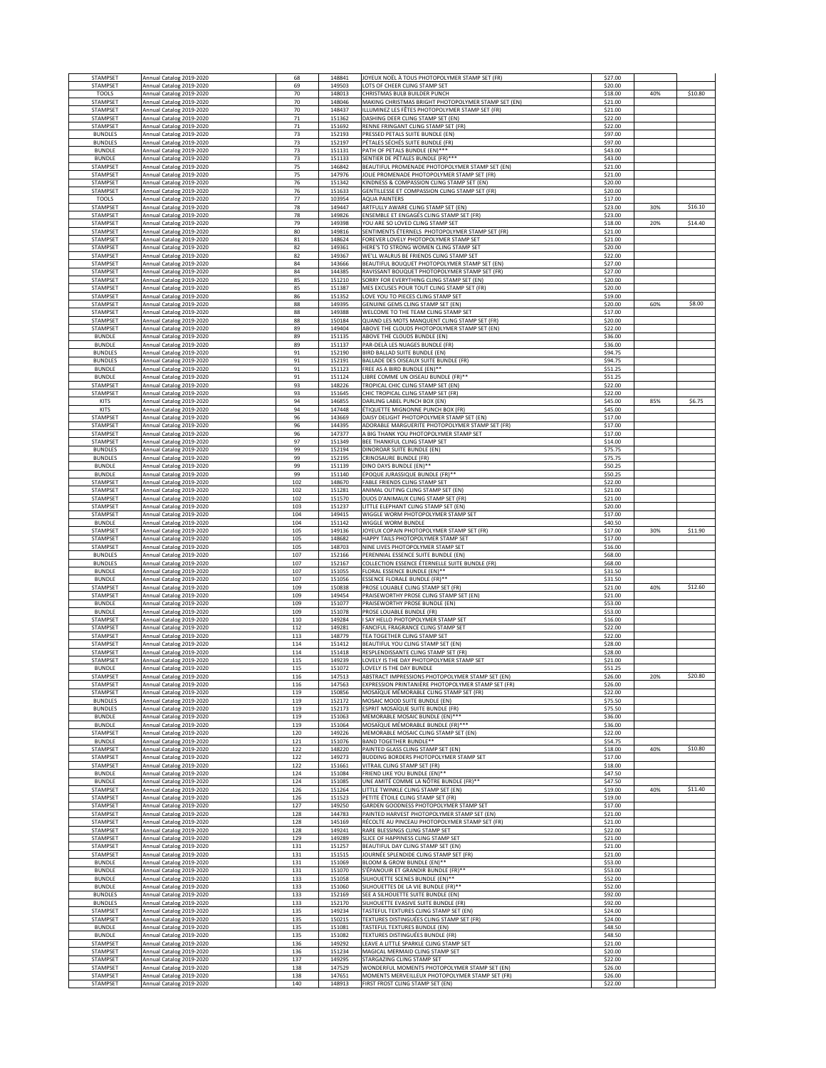| STAMPSET | Annual Catalog 2019-2020 | 68 | 148841 | JOYEUX NOËL À TOUS PHOTOPOLYMER STAMP SET (FR) | $27.00 | | |
|---|---|---|---|---|---|---|---|
| STAMPSET | Annual Catalog 2019-2020 | 69 | 149503 | LOTS OF CHEER CLING STAMP SET | $20.00 | | |
| TOOLS | Annual Catalog 2019-2020 | 70 | 148013 | CHRISTMAS BULB BUILDER PUNCH | $18.00 | 40% | $10.80 |
| STAMPSET | Annual Catalog 2019-2020 | 70 | 148046 | MAKING CHRISTMAS BRIGHT PHOTOPOLYMER STAMP SET (EN) | $21.00 | | |
| STAMPSET | Annual Catalog 2019-2020 | 70 | 148437 | ILLUMINEZ LES FÊTES PHOTOPOLYMER STAMP SET (FR) | $21.00 | | |
| STAMPSET | Annual Catalog 2019-2020 | 71 | 151362 | DASHING DEER CLING STAMP SET (EN) | $22.00 | | |
| STAMPSET | Annual Catalog 2019-2020 | 71 | 151692 | RENNE FRINGANT CLING STAMP SET (FR) | $22.00 | | |
| BUNDLES | Annual Catalog 2019-2020 | 73 | 152193 | PRESSED PETALS SUITE BUNDLE (EN) | $97.00 | | |
| BUNDLES | Annual Catalog 2019-2020 | 73 | 152197 | PÉTALES SÉCHÉS SUITE BUNDLE (FR) | $97.00 | | |
| BUNDLE | Annual Catalog 2019-2020 | 73 | 151131 | PATH OF PETALS BUNDLE (EN)*** | $43.00 | | |
| BUNDLE | Annual Catalog 2019-2020 | 73 | 151133 | SENTIER DE PÉTALES BUNDLE (FR)*** | $43.00 | | |
| STAMPSET | Annual Catalog 2019-2020 | 75 | 146842 | BEAUTIFUL PROMENADE PHOTOPOLYMER STAMP SET (EN) | $21.00 | | |
| STAMPSET | Annual Catalog 2019-2020 | 75 | 147976 | JOLIE PROMENADE PHOTOPOLYMER STAMP SET (FR) | $21.00 | | |
| STAMPSET | Annual Catalog 2019-2020 | 76 | 151342 | KINDNESS & COMPASSION CLING STAMP SET (EN) | $20.00 | | |
| STAMPSET | Annual Catalog 2019-2020 | 76 | 151633 | GENTILLESSE ET COMPASSION CLING STAMP SET (FR) | $20.00 | | |
| TOOLS | Annual Catalog 2019-2020 | 77 | 103954 | AQUA PAINTERS | $17.00 | | |
| STAMPSET | Annual Catalog 2019-2020 | 78 | 149447 | ARTFULLY AWARE CLING STAMP SET (EN) | $23.00 | 30% | $16.10 |
| STAMPSET | Annual Catalog 2019-2020 | 78 | 149826 | ENSEMBLE ET ENGAGÉS CLING STAMP SET (FR) | $23.00 | | |
| STAMPSET | Annual Catalog 2019-2020 | 79 | 149398 | YOU ARE SO LOVED CLING STAMP SET | $18.00 | 20% | $14.40 |
| STAMPSET | Annual Catalog 2019-2020 | 80 | 149816 | SENTIMENTS ÉTERNELS PHOTOPOLYMER STAMP SET (FR) | $21.00 | | |
| STAMPSET | Annual Catalog 2019-2020 | 81 | 148624 | FOREVER LOVELY PHOTOPOLYMER STAMP SET | $21.00 | | |
| STAMPSET | Annual Catalog 2019-2020 | 82 | 149361 | HERE'S TO STRONG WOMEN CLING STAMP SET | $20.00 | | |
| STAMPSET | Annual Catalog 2019-2020 | 82 | 149367 | WE'LL WALRUS BE FRIENDS CLING STAMP SET | $22.00 | | |
| STAMPSET | Annual Catalog 2019-2020 | 84 | 143666 | BEAUTIFUL BOUQUET PHOTOPOLYMER STAMP SET (EN) | $27.00 | | |
| STAMPSET | Annual Catalog 2019-2020 | 84 | 144385 | RAVISSANT BOUQUET PHOTOPOLYMER STAMP SET (FR) | $27.00 | | |
| STAMPSET | Annual Catalog 2019-2020 | 85 | 151210 | SORRY FOR EVERYTHING CLING STAMP SET (EN) | $20.00 | | |
| STAMPSET | Annual Catalog 2019-2020 | 85 | 151387 | MES EXCUSES POUR TOUT CLING STAMP SET (FR) | $20.00 | | |
| STAMPSET | Annual Catalog 2019-2020 | 86 | 151352 | LOVE YOU TO PIECES CLING STAMP SET | $19.00 | | |
| STAMPSET | Annual Catalog 2019-2020 | 88 | 149395 | GENUINE GEMS CLING STAMP SET (EN) | $20.00 | 60% | $8.00 |
| STAMPSET | Annual Catalog 2019-2020 | 88 | 149388 | WELCOME TO THE TEAM CLING STAMP SET | $17.00 | | |
| STAMPSET | Annual Catalog 2019-2020 | 88 | 150184 | QUAND LES MOTS MANQUENT CLING STAMP SET (FR) | $20.00 | | |
| STAMPSET | Annual Catalog 2019-2020 | 89 | 149404 | ABOVE THE CLOUDS PHOTOPOLYMER STAMP SET (EN) | $22.00 | | |
| BUNDLE | Annual Catalog 2019-2020 | 89 | 151135 | ABOVE THE CLOUDS BUNDLE (EN) | $36.00 | | |
| BUNDLE | Annual Catalog 2019-2020 | 89 | 151137 | PAR-DELÀ LES NUAGES BUNDLE (FR) | $36.00 | | |
| BUNDLES | Annual Catalog 2019-2020 | 91 | 152190 | BIRD BALLAD SUITE BUNDLE (EN) | $94.75 | | |
| BUNDLES | Annual Catalog 2019-2020 | 91 | 152191 | BALLADE DES OISEAUX SUITE BUNDLE (FR) | $94.75 | | |
| BUNDLE | Annual Catalog 2019-2020 | 91 | 151123 | FREE AS A BIRD BUNDLE (EN)** | $51.25 | | |
| BUNDLE | Annual Catalog 2019-2020 | 91 | 151124 | LIBRE COMME UN OISEAU BUNDLE (FR)** | $51.25 | | |
| STAMPSET | Annual Catalog 2019-2020 | 93 | 148226 | TROPICAL CHIC CLING STAMP SET (EN) | $22.00 | | |
| STAMPSET | Annual Catalog 2019-2020 | 93 | 151645 | CHIC TROPICAL CLING STAMP SET (FR) | $22.00 | | |
| KITS | Annual Catalog 2019-2020 | 94 | 146855 | DARLING LABEL PUNCH BOX (EN) | $45.00 | 85% | $6.75 |
| KITS | Annual Catalog 2019-2020 | 94 | 147448 | ÉTIQUETTE MIGNONNE PUNCH BOX (FR) | $45.00 | | |
| STAMPSET | Annual Catalog 2019-2020 | 96 | 143669 | DAISY DELIGHT PHOTOPOLYMER STAMP SET (EN) | $17.00 | | |
| STAMPSET | Annual Catalog 2019-2020 | 96 | 144395 | ADORABLE MARGUERITE PHOTOPOLYMER STAMP SET (FR) | $17.00 | | |
| STAMPSET | Annual Catalog 2019-2020 | 96 | 147377 | A BIG THANK YOU PHOTOPOLYMER STAMP SET | $17.00 | | |
| STAMPSET | Annual Catalog 2019-2020 | 97 | 151349 | BEE THANKFUL CLING STAMP SET | $14.00 | | |
| BUNDLES | Annual Catalog 2019-2020 | 99 | 152194 | DINOROAR SUITE BUNDLE (EN) | $75.75 | | |
| BUNDLES | Annual Catalog 2019-2020 | 99 | 152195 | CRINOSAURE BUNDLE (FR) | $75.75 | | |
| BUNDLE | Annual Catalog 2019-2020 | 99 | 151139 | DINO DAYS BUNDLE (EN)** | $50.25 | | |
| BUNDLE | Annual Catalog 2019-2020 | 99 | 151140 | ÉPOQUE JURASSIQUE BUNDLE (FR)** | $50.25 | | |
| STAMPSET | Annual Catalog 2019-2020 | 102 | 148670 | FABLE FRIENDS CLING STAMP SET | $22.00 | | |
| STAMPSET | Annual Catalog 2019-2020 | 102 | 151281 | ANIMAL OUTING CLING STAMP SET (EN) | $21.00 | | |
| STAMPSET | Annual Catalog 2019-2020 | 102 | 151570 | DUOS D'ANIMAUX CLING STAMP SET (FR) | $21.00 | | |
| STAMPSET | Annual Catalog 2019-2020 | 103 | 151237 | LITTLE ELEPHANT CLING STAMP SET (EN) | $20.00 | | |
| STAMPSET | Annual Catalog 2019-2020 | 104 | 149415 | WIGGLE WORM PHOTOPOLYMER STAMP SET | $17.00 | | |
| BUNDLE | Annual Catalog 2019-2020 | 104 | 151142 | WIGGLE WORM BUNDLE | $40.50 | | |
| STAMPSET | Annual Catalog 2019-2020 | 105 | 149136 | JOYEUX COPAIN PHOTOPOLYMER STAMP SET (FR) | $17.00 | 30% | $11.90 |
| STAMPSET | Annual Catalog 2019-2020 | 105 | 148682 | HAPPY TAILS PHOTOPOLYMER STAMP SET | $17.00 | | |
| STAMPSET | Annual Catalog 2019-2020 | 105 | 148703 | NINE LIVES PHOTOPOLYMER STAMP SET | $16.00 | | |
| BUNDLES | Annual Catalog 2019-2020 | 107 | 152166 | PERENNIAL ESSENCE SUITE BUNDLE (EN) | $68.00 | | |
| BUNDLES | Annual Catalog 2019-2020 | 107 | 152167 | COLLECTION ESSENCE ÉTERNELLE SUITE BUNDLE (FR) | $68.00 | | |
| BUNDLE | Annual Catalog 2019-2020 | 107 | 151055 | FLORAL ESSENCE BUNDLE (EN)** | $31.50 | | |
| BUNDLE | Annual Catalog 2019-2020 | 107 | 151056 | ESSENCE FLORALE BUNDLE (FR)** | $31.50 | | |
| STAMPSET | Annual Catalog 2019-2020 | 109 | 150838 | PROSE LOUABLE CLING STAMP SET (FR) | $21.00 | 40% | $12.60 |
| STAMPSET | Annual Catalog 2019-2020 | 109 | 149454 | PRAISEWORTHY PROSE CLING STAMP SET (EN) | $21.00 | | |
| BUNDLE | Annual Catalog 2019-2020 | 109 | 151077 | PRAISEWORTHY PROSE BUNDLE (EN) | $53.00 | | |
| BUNDLE | Annual Catalog 2019-2020 | 109 | 151078 | PROSE LOUABLE BUNDLE (FR) | $53.00 | | |
| STAMPSET | Annual Catalog 2019-2020 | 110 | 149284 | I SAY HELLO PHOTOPOLYMER STAMP SET | $16.00 | | |
| STAMPSET | Annual Catalog 2019-2020 | 112 | 149281 | FANCIFUL FRAGRANCE CLING STAMP SET | $22.00 | | |
| STAMPSET | Annual Catalog 2019-2020 | 113 | 148779 | TEA TOGETHER CLING STAMP SET | $22.00 | | |
| STAMPSET | Annual Catalog 2019-2020 | 114 | 151412 | BEAUTIFUL YOU CLING STAMP SET (EN) | $28.00 | | |
| STAMPSET | Annual Catalog 2019-2020 | 114 | 151418 | RESPLENDISSANTE CLING STAMP SET (FR) | $28.00 | | |
| STAMPSET | Annual Catalog 2019-2020 | 115 | 149239 | LOVELY IS THE DAY PHOTOPOLYMER STAMP SET | $21.00 | | |
| BUNDLE | Annual Catalog 2019-2020 | 115 | 151072 | LOVELY IS THE DAY BUNDLE | $51.25 | | |
| STAMPSET | Annual Catalog 2019-2020 | 116 | 147513 | ABSTRACT IMPRESSIONS PHOTOPOLYMER STAMP SET (EN) | $26.00 | 20% | $20.80 |
| STAMPSET | Annual Catalog 2019-2020 | 116 | 147563 | EXPRESSION PRINTANIÈRE PHOTOPOLYMER STAMP SET (FR) | $26.00 | | |
| STAMPSET | Annual Catalog 2019-2020 | 119 | 150856 | MOSAÏQUE MÉMORABLE CLING STAMP SET (FR) | $22.00 | | |
| BUNDLES | Annual Catalog 2019-2020 | 119 | 152172 | MOSAIC MOOD SUITE BUNDLE (EN) | $75.50 | | |
| BUNDLES | Annual Catalog 2019-2020 | 119 | 152173 | ESPRIT MOSAÏQUE SUITE BUNDLE (FR) | $75.50 | | |
| BUNDLE | Annual Catalog 2019-2020 | 119 | 151063 | MEMORABLE MOSAIC BUNDLE (EN)*** | $36.00 | | |
| BUNDLE | Annual Catalog 2019-2020 | 119 | 151064 | MOSAÏQUE MÉMORABLE BUNDLE (FR)*** | $36.00 | | |
| STAMPSET | Annual Catalog 2019-2020 | 120 | 149226 | MEMORABLE MOSAIC CLING STAMP SET (EN) | $22.00 | | |
| BUNDLE | Annual Catalog 2019-2020 | 121 | 151076 | BAND TOGETHER BUNDLE** | $54.75 | | |
| STAMPSET | Annual Catalog 2019-2020 | 122 | 148220 | PAINTED GLASS CLING STAMP SET (EN) | $18.00 | 40% | $10.80 |
| STAMPSET | Annual Catalog 2019-2020 | 122 | 149273 | BUDDING BORDERS PHOTOPOLYMER STAMP SET | $17.00 | | |
| STAMPSET | Annual Catalog 2019-2020 | 122 | 151661 | VITRAIL CLING STAMP SET (FR) | $18.00 | | |
| BUNDLE | Annual Catalog 2019-2020 | 124 | 151084 | FRIEND LIKE YOU BUNDLE (EN)** | $47.50 | | |
| BUNDLE | Annual Catalog 2019-2020 | 124 | 151085 | UNE AMITIÉ COMME LA NÔTRE BUNDLE (FR)** | $47.50 | | |
| STAMPSET | Annual Catalog 2019-2020 | 126 | 151264 | LITTLE TWINKLE CLING STAMP SET (EN) | $19.00 | 40% | $11.40 |
| STAMPSET | Annual Catalog 2019-2020 | 126 | 151523 | PETITE ÉTOILE CLING STAMP SET (FR) | $19.00 | | |
| STAMPSET | Annual Catalog 2019-2020 | 127 | 149250 | GARDEN GOODNESS PHOTOPOLYMER STAMP SET | $17.00 | | |
| STAMPSET | Annual Catalog 2019-2020 | 128 | 144783 | PAINTED HARVEST PHOTOPOLYMER STAMP SET (EN) | $21.00 | | |
| STAMPSET | Annual Catalog 2019-2020 | 128 | 145169 | RÉCOLTE AU PINCEAU PHOTOPOLYMER STAMP SET (FR) | $21.00 | | |
| STAMPSET | Annual Catalog 2019-2020 | 128 | 149241 | RARE BLESSINGS CLING STAMP SET | $22.00 | | |
| STAMPSET | Annual Catalog 2019-2020 | 129 | 149289 | SLICE OF HAPPINESS CLING STAMP SET | $21.00 | | |
| STAMPSET | Annual Catalog 2019-2020 | 131 | 151257 | BEAUTIFUL DAY CLING STAMP SET (EN) | $21.00 | | |
| STAMPSET | Annual Catalog 2019-2020 | 131 | 151515 | JOURNÉE SPLENDIDE CLING STAMP SET (FR) | $21.00 | | |
| BUNDLE | Annual Catalog 2019-2020 | 131 | 151069 | BLOOM & GROW BUNDLE (EN)** | $53.00 | | |
| BUNDLE | Annual Catalog 2019-2020 | 131 | 151070 | S'ÉPANOUIR ET GRANDIR BUNDLE (FR)** | $53.00 | | |
| BUNDLE | Annual Catalog 2019-2020 | 133 | 151058 | SILHOUETTE SCENES BUNDLE (EN)** | $52.00 | | |
| BUNDLE | Annual Catalog 2019-2020 | 133 | 151060 | SILHOUETTES DE LA VIE BUNDLE (FR)** | $52.00 | | |
| BUNDLES | Annual Catalog 2019-2020 | 133 | 152169 | SEE A SILHOUETTE SUITE BUNDLE (EN) | $92.00 | | |
| BUNDLES | Annual Catalog 2019-2020 | 133 | 152170 | SILHOUETTE EVASIVE SUITE BUNDLE (FR) | $92.00 | | |
| STAMPSET | Annual Catalog 2019-2020 | 135 | 149234 | TASTEFUL TEXTURES CLING STAMP SET (EN) | $24.00 | | |
| STAMPSET | Annual Catalog 2019-2020 | 135 | 150215 | TEXTURES DISTINGUÉES CLING STAMP SET (FR) | $24.00 | | |
| BUNDLE | Annual Catalog 2019-2020 | 135 | 151081 | TASTEFUL TEXTURES BUNDLE (EN) | $48.50 | | |
| BUNDLE | Annual Catalog 2019-2020 | 135 | 151082 | TEXTURES DISTINGUÉES BUNDLE (FR) | $48.50 | | |
| STAMPSET | Annual Catalog 2019-2020 | 136 | 149292 | LEAVE A LITTLE SPARKLE CLING STAMP SET | $21.00 | | |
| STAMPSET | Annual Catalog 2019-2020 | 136 | 151234 | MAGICAL MERMAID CLING STAMP SET | $20.00 | | |
| STAMPSET | Annual Catalog 2019-2020 | 137 | 149295 | STARGAZING CLING STAMP SET | $22.00 | | |
| STAMPSET | Annual Catalog 2019-2020 | 138 | 147529 | WONDERFUL MOMENTS PHOTOPOLYMER STAMP SET (EN) | $26.00 | | |
| STAMPSET | Annual Catalog 2019-2020 | 138 | 147651 | MOMENTS MERVEILLEUX PHOTOPOLYMER STAMP SET (FR) | $26.00 | | |
| STAMPSET | Annual Catalog 2019-2020 | 140 | 148913 | FIRST FROST CLING STAMP SET (EN) | $22.00 | | |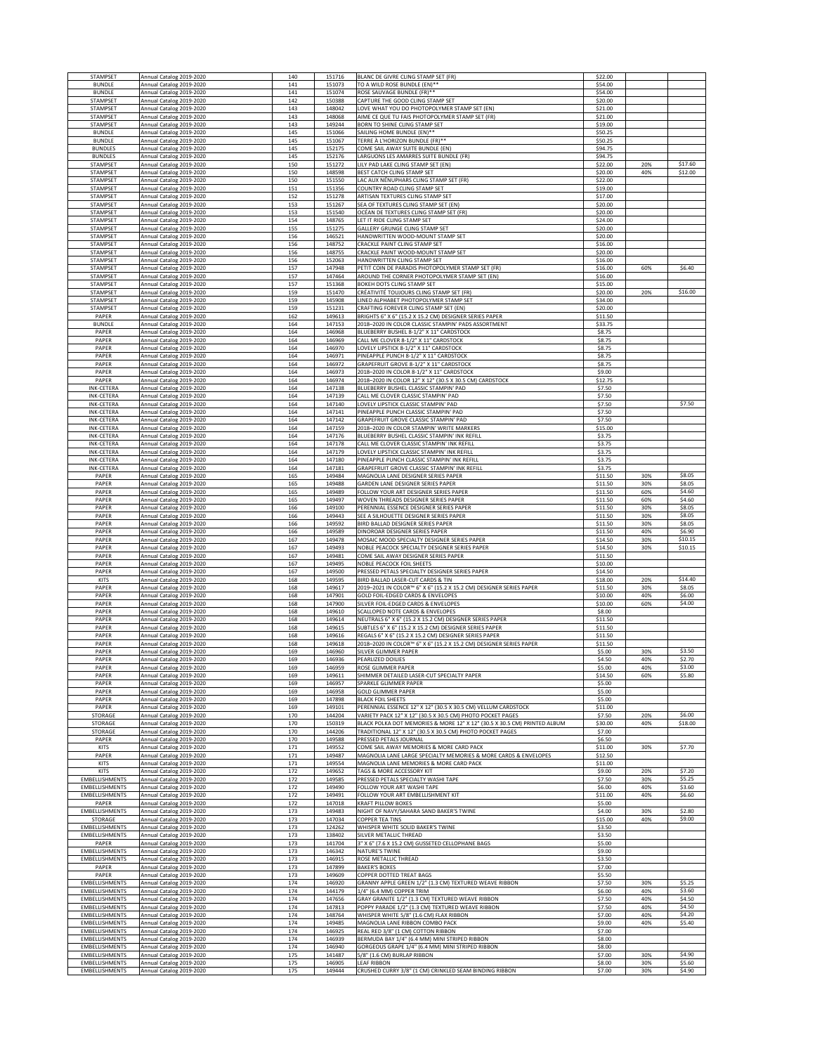| | | | | | | | |
|---|---|---|---|---|---|---|---|
| STAMPSET | Annual Catalog 2019-2020 | 140 | 151716 | BLANC DE GIVRE CLING STAMP SET (FR) | $22.00 | | |
| BUNDLE | Annual Catalog 2019-2020 | 141 | 151073 | TO A WILD ROSE BUNDLE (EN)** | $54.00 | | |
| BUNDLE | Annual Catalog 2019-2020 | 141 | 151074 | ROSE SAUVAGE BUNDLE (FR)** | $54.00 | | |
| STAMPSET | Annual Catalog 2019-2020 | 142 | 150388 | CAPTURE THE GOOD CLING STAMP SET | $20.00 | | |
| STAMPSET | Annual Catalog 2019-2020 | 143 | 148042 | LOVE WHAT YOU DO PHOTOPOLYMER STAMP SET (EN) | $21.00 | | |
| STAMPSET | Annual Catalog 2019-2020 | 143 | 148068 | AIME CE QUE TU FAIS PHOTOPOLYMER STAMP SET (FR) | $21.00 | | |
| STAMPSET | Annual Catalog 2019-2020 | 143 | 149244 | BORN TO SHINE CLING STAMP SET | $19.00 | | |
| BUNDLE | Annual Catalog 2019-2020 | 145 | 151066 | SAILING HOME BUNDLE (EN)** | $50.25 | | |
| BUNDLE | Annual Catalog 2019-2020 | 145 | 151067 | TERRE À L'HORIZON BUNDLE (FR)** | $50.25 | | |
| BUNDLES | Annual Catalog 2019-2020 | 145 | 152175 | COME SAIL AWAY SUITE BUNDLE (EN) | $94.75 | | |
| BUNDLES | Annual Catalog 2019-2020 | 145 | 152176 | LARGUONS LES AMARRES SUITE BUNDLE (FR) | $94.75 | | |
| STAMPSET | Annual Catalog 2019-2020 | 150 | 151272 | LILY PAD LAKE CLING STAMP SET (EN) | $22.00 | 20% | $17.60 |
| STAMPSET | Annual Catalog 2019-2020 | 150 | 148598 | BEST CATCH CLING STAMP SET | $20.00 | 40% | $12.00 |
| STAMPSET | Annual Catalog 2019-2020 | 150 | 151550 | LAC AUX NÉNUPHARS CLING STAMP SET (FR) | $22.00 | | |
| STAMPSET | Annual Catalog 2019-2020 | 151 | 151356 | COUNTRY ROAD CLING STAMP SET | $19.00 | | |
| STAMPSET | Annual Catalog 2019-2020 | 152 | 151278 | ARTISAN TEXTURES CLING STAMP SET | $17.00 | | |
| STAMPSET | Annual Catalog 2019-2020 | 153 | 151267 | SEA OF TEXTURES CLING STAMP SET (EN) | $20.00 | | |
| STAMPSET | Annual Catalog 2019-2020 | 153 | 151540 | OCÉAN DE TEXTURES CLING STAMP SET (FR) | $20.00 | | |
| STAMPSET | Annual Catalog 2019-2020 | 154 | 148765 | LET IT RIDE CLING STAMP SET | $24.00 | | |
| STAMPSET | Annual Catalog 2019-2020 | 155 | 151275 | GALLERY GRUNGE CLING STAMP SET | $20.00 | | |
| STAMPSET | Annual Catalog 2019-2020 | 156 | 146521 | HANDWRITTEN WOOD-MOUNT STAMP SET | $20.00 | | |
| STAMPSET | Annual Catalog 2019-2020 | 156 | 148752 | CRACKLE PAINT CLING STAMP SET | $16.00 | | |
| STAMPSET | Annual Catalog 2019-2020 | 156 | 148755 | CRACKLE PAINT WOOD-MOUNT STAMP SET | $20.00 | | |
| STAMPSET | Annual Catalog 2019-2020 | 156 | 152063 | HANDWRITTEN CLING STAMP SET | $16.00 | | |
| STAMPSET | Annual Catalog 2019-2020 | 157 | 147948 | PETIT COIN DE PARADIS PHOTOPOLYMER STAMP SET (FR) | $16.00 | 60% | $6.40 |
| STAMPSET | Annual Catalog 2019-2020 | 157 | 147464 | AROUND THE CORNER PHOTOPOLYMER STAMP SET (EN) | $16.00 | | |
| STAMPSET | Annual Catalog 2019-2020 | 157 | 151368 | BOKEH DOTS CLING STAMP SET | $15.00 | | |
| STAMPSET | Annual Catalog 2019-2020 | 159 | 151470 | CRÉATIVITÉ TOUJOURS CLING STAMP SET (FR) | $20.00 | 20% | $16.00 |
| STAMPSET | Annual Catalog 2019-2020 | 159 | 145908 | LINED ALPHABET PHOTOPOLYMER STAMP SET | $34.00 | | |
| STAMPSET | Annual Catalog 2019-2020 | 159 | 151231 | CRAFTING FOREVER CLING STAMP SET (EN) | $20.00 | | |
| PAPER | Annual Catalog 2019-2020 | 162 | 149613 | BRIGHTS 6" X 6" (15.2 X 15.2 CM) DESIGNER SERIES PAPER | $11.50 | | |
| BUNDLE | Annual Catalog 2019-2020 | 164 | 147153 | 2018–2020 IN COLOR CLASSIC STAMPIN' PADS ASSORTMENT | $33.75 | | |
| PAPER | Annual Catalog 2019-2020 | 164 | 146968 | BLUEBERRY BUSHEL 8-1/2" X 11" CARDSTOCK | $8.75 | | |
| PAPER | Annual Catalog 2019-2020 | 164 | 146969 | CALL ME CLOVER 8-1/2" X 11" CARDSTOCK | $8.75 | | |
| PAPER | Annual Catalog 2019-2020 | 164 | 146970 | LOVELY LIPSTICK 8-1/2" X 11" CARDSTOCK | $8.75 | | |
| PAPER | Annual Catalog 2019-2020 | 164 | 146971 | PINEAPPLE PUNCH 8-1/2" X 11" CARDSTOCK | $8.75 | | |
| PAPER | Annual Catalog 2019-2020 | 164 | 146972 | GRAPEFRUIT GROVE 8-1/2" X 11" CARDSTOCK | $8.75 | | |
| PAPER | Annual Catalog 2019-2020 | 164 | 146973 | 2018–2020 IN COLOR 8-1/2" X 11" CARDSTOCK | $9.00 | | |
| PAPER | Annual Catalog 2019-2020 | 164 | 146974 | 2018–2020 IN COLOR 12" X 12" (30.5 X 30.5 CM) CARDSTOCK | $12.75 | | |
| INK-CETERA | Annual Catalog 2019-2020 | 164 | 147138 | BLUEBERRY BUSHEL CLASSIC STAMPIN' PAD | $7.50 | | |
| INK-CETERA | Annual Catalog 2019-2020 | 164 | 147139 | CALL ME CLOVER CLASSIC STAMPIN' PAD | $7.50 | | |
| INK-CETERA | Annual Catalog 2019-2020 | 164 | 147140 | LOVELY LIPSTICK CLASSIC STAMPIN' PAD | $7.50 | | $7.50 |
| INK-CETERA | Annual Catalog 2019-2020 | 164 | 147141 | PINEAPPLE PUNCH CLASSIC STAMPIN' PAD | $7.50 | | |
| INK-CETERA | Annual Catalog 2019-2020 | 164 | 147142 | GRAPEFRUIT GROVE CLASSIC STAMPIN' PAD | $7.50 | | |
| INK-CETERA | Annual Catalog 2019-2020 | 164 | 147159 | 2018–2020 IN COLOR STAMPIN' WRITE MARKERS | $15.00 | | |
| INK-CETERA | Annual Catalog 2019-2020 | 164 | 147176 | BLUEBERRY BUSHEL CLASSIC STAMPIN' INK REFILL | $3.75 | | |
| INK-CETERA | Annual Catalog 2019-2020 | 164 | 147178 | CALL ME CLOVER CLASSIC STAMPIN' INK REFILL | $3.75 | | |
| INK-CETERA | Annual Catalog 2019-2020 | 164 | 147179 | LOVELY LIPSTICK CLASSIC STAMPIN' INK REFILL | $3.75 | | |
| INK-CETERA | Annual Catalog 2019-2020 | 164 | 147180 | PINEAPPLE PUNCH CLASSIC STAMPIN' INK REFILL | $3.75 | | |
| INK-CETERA | Annual Catalog 2019-2020 | 164 | 147181 | GRAPEFRUIT GROVE CLASSIC STAMPIN' INK REFILL | $3.75 | | |
| PAPER | Annual Catalog 2019-2020 | 165 | 149484 | MAGNOLIA LANE DESIGNER SERIES PAPER | $11.50 | 30% | $8.05 |
| PAPER | Annual Catalog 2019-2020 | 165 | 149488 | GARDEN LANE DESIGNER SERIES PAPER | $11.50 | 30% | $8.05 |
| PAPER | Annual Catalog 2019-2020 | 165 | 149489 | FOLLOW YOUR ART DESIGNER SERIES PAPER | $11.50 | 60% | $4.60 |
| PAPER | Annual Catalog 2019-2020 | 165 | 149497 | WOVEN THREADS DESIGNER SERIES PAPER | $11.50 | 60% | $4.60 |
| PAPER | Annual Catalog 2019-2020 | 166 | 149100 | PERENNIAL ESSENCE DESIGNER SERIES PAPER | $11.50 | 30% | $8.05 |
| PAPER | Annual Catalog 2019-2020 | 166 | 149443 | SEE A SILHOUETTE DESIGNER SERIES PAPER | $11.50 | 30% | $8.05 |
| PAPER | Annual Catalog 2019-2020 | 166 | 149592 | BIRD BALLAD DESIGNER SERIES PAPER | $11.50 | 30% | $8.05 |
| PAPER | Annual Catalog 2019-2020 | 166 | 149589 | DINOROAR DESIGNER SERIES PAPER | $11.50 | 40% | $6.90 |
| PAPER | Annual Catalog 2019-2020 | 167 | 149478 | MOSAIC MOOD SPECIALTY DESIGNER SERIES PAPER | $14.50 | 30% | $10.15 |
| PAPER | Annual Catalog 2019-2020 | 167 | 149493 | NOBLE PEACOCK SPECIALTY DESIGNER SERIES PAPER | $14.50 | 30% | $10.15 |
| PAPER | Annual Catalog 2019-2020 | 167 | 149481 | COME SAIL AWAY DESIGNER SERIES PAPER | $11.50 | | |
| PAPER | Annual Catalog 2019-2020 | 167 | 149495 | NOBLE PEACOCK FOIL SHEETS | $10.00 | | |
| PAPER | Annual Catalog 2019-2020 | 167 | 149500 | PRESSED PETALS SPECIALTY DESIGNER SERIES PAPER | $14.50 | | |
| KITS | Annual Catalog 2019-2020 | 168 | 149595 | BIRD BALLAD LASER-CUT CARDS & TIN | $18.00 | 20% | $14.40 |
| PAPER | Annual Catalog 2019-2020 | 168 | 149617 | 2019–2021 IN COLOR™ 6" X 6" (15.2 X 15.2 CM) DESIGNER SERIES PAPER | $11.50 | 30% | $8.05 |
| PAPER | Annual Catalog 2019-2020 | 168 | 147901 | GOLD FOIL-EDGED CARDS & ENVELOPES | $10.00 | 40% | $6.00 |
| PAPER | Annual Catalog 2019-2020 | 168 | 147900 | SILVER FOIL-EDGED CARDS & ENVELOPES | $10.00 | 60% | $4.00 |
| PAPER | Annual Catalog 2019-2020 | 168 | 149610 | SCALLOPED NOTE CARDS & ENVELOPES | $8.00 | | |
| PAPER | Annual Catalog 2019-2020 | 168 | 149614 | NEUTRALS 6" X 6" (15.2 X 15.2 CM) DESIGNER SERIES PAPER | $11.50 | | |
| PAPER | Annual Catalog 2019-2020 | 168 | 149615 | SUBTLES 6" X 6" (15.2 X 15.2 CM) DESIGNER SERIES PAPER | $11.50 | | |
| PAPER | Annual Catalog 2019-2020 | 168 | 149616 | REGALS 6" X 6" (15.2 X 15.2 CM) DESIGNER SERIES PAPER | $11.50 | | |
| PAPER | Annual Catalog 2019-2020 | 168 | 149618 | 2018–2020 IN COLOR™ 6" X 6" (15.2 X 15.2 CM) DESIGNER SERIES PAPER | $11.50 | | |
| PAPER | Annual Catalog 2019-2020 | 169 | 146960 | SILVER GLIMMER PAPER | $5.00 | 30% | $3.50 |
| PAPER | Annual Catalog 2019-2020 | 169 | 146936 | PEARLIZED DOILIES | $4.50 | 40% | $2.70 |
| PAPER | Annual Catalog 2019-2020 | 169 | 146959 | ROSE GLIMMER PAPER | $5.00 | 40% | $3.00 |
| PAPER | Annual Catalog 2019-2020 | 169 | 149611 | SHIMMER DETAILED LASER-CUT SPECIALTY PAPER | $14.50 | 60% | $5.80 |
| PAPER | Annual Catalog 2019-2020 | 169 | 146957 | SPARKLE GLIMMER PAPER | $5.00 | | |
| PAPER | Annual Catalog 2019-2020 | 169 | 146958 | GOLD GLIMMER PAPER | $5.00 | | |
| PAPER | Annual Catalog 2019-2020 | 169 | 147898 | BLACK FOIL SHEETS | $5.00 | | |
| PAPER | Annual Catalog 2019-2020 | 169 | 149101 | PERENNIAL ESSENCE 12" X 12" (30.5 X 30.5 CM) VELLUM CARDSTOCK | $11.00 | | |
| STORAGE | Annual Catalog 2019-2020 | 170 | 144204 | VARIETY PACK 12" X 12" (30.5 X 30.5 CM) PHOTO POCKET PAGES | $7.50 | 20% | $6.00 |
| STORAGE | Annual Catalog 2019-2020 | 170 | 150319 | BLACK POLKA DOT MEMORIES & MORE 12" X 12" (30.5 X 30.5 CM) PRINTED ALBUM | $30.00 | 40% | $18.00 |
| STORAGE | Annual Catalog 2019-2020 | 170 | 144206 | TRADITIONAL 12" X 12" (30.5 X 30.5 CM) PHOTO POCKET PAGES | $7.00 | | |
| PAPER | Annual Catalog 2019-2020 | 170 | 149588 | PRESSED PETALS JOURNAL | $6.50 | | |
| KITS | Annual Catalog 2019-2020 | 171 | 149552 | COME SAIL AWAY MEMORIES & MORE CARD PACK | $11.00 | 30% | $7.70 |
| PAPER | Annual Catalog 2019-2020 | 171 | 149487 | MAGNOLIA LANE LARGE SPECIALTY MEMORIES & MORE CARDS & ENVELOPES | $12.50 | | |
| KITS | Annual Catalog 2019-2020 | 171 | 149554 | MAGNOLIA LANE MEMORIES & MORE CARD PACK | $11.00 | | |
| KITS | Annual Catalog 2019-2020 | 172 | 149652 | TAGS & MORE ACCESSORY KIT | $9.00 | 20% | $7.20 |
| EMBELLISHMENTS | Annual Catalog 2019-2020 | 172 | 149585 | PRESSED PETALS SPECIALTY WASHI TAPE | $7.50 | 30% | $5.25 |
| EMBELLISHMENTS | Annual Catalog 2019-2020 | 172 | 149490 | FOLLOW YOUR ART WASHI TAPE | $6.00 | 40% | $3.60 |
| EMBELLISHMENTS | Annual Catalog 2019-2020 | 172 | 149491 | FOLLOW YOUR ART EMBELLISHMENT KIT | $11.00 | 40% | $6.60 |
| PAPER | Annual Catalog 2019-2020 | 172 | 147018 | KRAFT PILLOW BOXES | $5.00 | | |
| EMBELLISHMENTS | Annual Catalog 2019-2020 | 173 | 149483 | NIGHT OF NAVY/SAHARA SAND BAKER'S TWINE | $4.00 | 30% | $2.80 |
| STORAGE | Annual Catalog 2019-2020 | 173 | 147034 | COPPER TEA TINS | $15.00 | 40% | $9.00 |
| EMBELLISHMENTS | Annual Catalog 2019-2020 | 173 | 124262 | WHISPER WHITE SOLID BAKER'S TWINE | $3.50 | | |
| EMBELLISHMENTS | Annual Catalog 2019-2020 | 173 | 138402 | SILVER METALLIC THREAD | $3.50 | | |
| PAPER | Annual Catalog 2019-2020 | 173 | 141704 | 3" X 6" (7.6 X 15.2 CM) GUSSETED CELLOPHANE BAGS | $5.00 | | |
| EMBELLISHMENTS | Annual Catalog 2019-2020 | 173 | 146342 | NATURE'S TWINE | $9.00 | | |
| EMBELLISHMENTS | Annual Catalog 2019-2020 | 173 | 146915 | ROSE METALLIC THREAD | $3.50 | | |
| PAPER | Annual Catalog 2019-2020 | 173 | 147899 | BAKER'S BOXES | $7.00 | | |
| PAPER | Annual Catalog 2019-2020 | 173 | 149609 | COPPER DOTTED TREAT BAGS | $5.50 | | |
| EMBELLISHMENTS | Annual Catalog 2019-2020 | 174 | 146920 | GRANNY APPLE GREEN 1/2" (1.3 CM) TEXTURED WEAVE RIBBON | $7.50 | 30% | $5.25 |
| EMBELLISHMENTS | Annual Catalog 2019-2020 | 174 | 144179 | 1/4" (6.4 MM) COPPER TRIM | $6.00 | 40% | $3.60 |
| EMBELLISHMENTS | Annual Catalog 2019-2020 | 174 | 147656 | GRAY GRANITE 1/2" (1.3 CM) TEXTURED WEAVE RIBBON | $7.50 | 40% | $4.50 |
| EMBELLISHMENTS | Annual Catalog 2019-2020 | 174 | 147813 | POPPY PARADE 1/2" (1.3 CM) TEXTURED WEAVE RIBBON | $7.50 | 40% | $4.50 |
| EMBELLISHMENTS | Annual Catalog 2019-2020 | 174 | 148764 | WHISPER WHITE 5/8" (1.6 CM) FLAX RIBBON | $7.00 | 40% | $4.20 |
| EMBELLISHMENTS | Annual Catalog 2019-2020 | 174 | 149485 | MAGNOLIA LANE RIBBON COMBO PACK | $9.00 | 40% | $5.40 |
| EMBELLISHMENTS | Annual Catalog 2019-2020 | 174 | 146925 | REAL RED 3/8" (1 CM) COTTON RIBBON | $7.00 | | |
| EMBELLISHMENTS | Annual Catalog 2019-2020 | 174 | 146939 | BERMUDA BAY 1/4" (6.4 MM) MINI STRIPED RIBBON | $8.00 | | |
| EMBELLISHMENTS | Annual Catalog 2019-2020 | 174 | 146940 | GORGEOUS GRAPE 1/4" (6.4 MM) MINI STRIPED RIBBON | $8.00 | | |
| EMBELLISHMENTS | Annual Catalog 2019-2020 | 175 | 141487 | 5/8" (1.6 CM) BURLAP RIBBON | $7.00 | 30% | $4.90 |
| EMBELLISHMENTS | Annual Catalog 2019-2020 | 175 | 146905 | LEAF RIBBON | $8.00 | 30% | $5.60 |
| EMBELLISHMENTS | Annual Catalog 2019-2020 | 175 | 149444 | CRUSHED CURRY 3/8" (1 CM) CRINKLED SEAM BINDING RIBBON | $7.00 | 30% | $4.90 |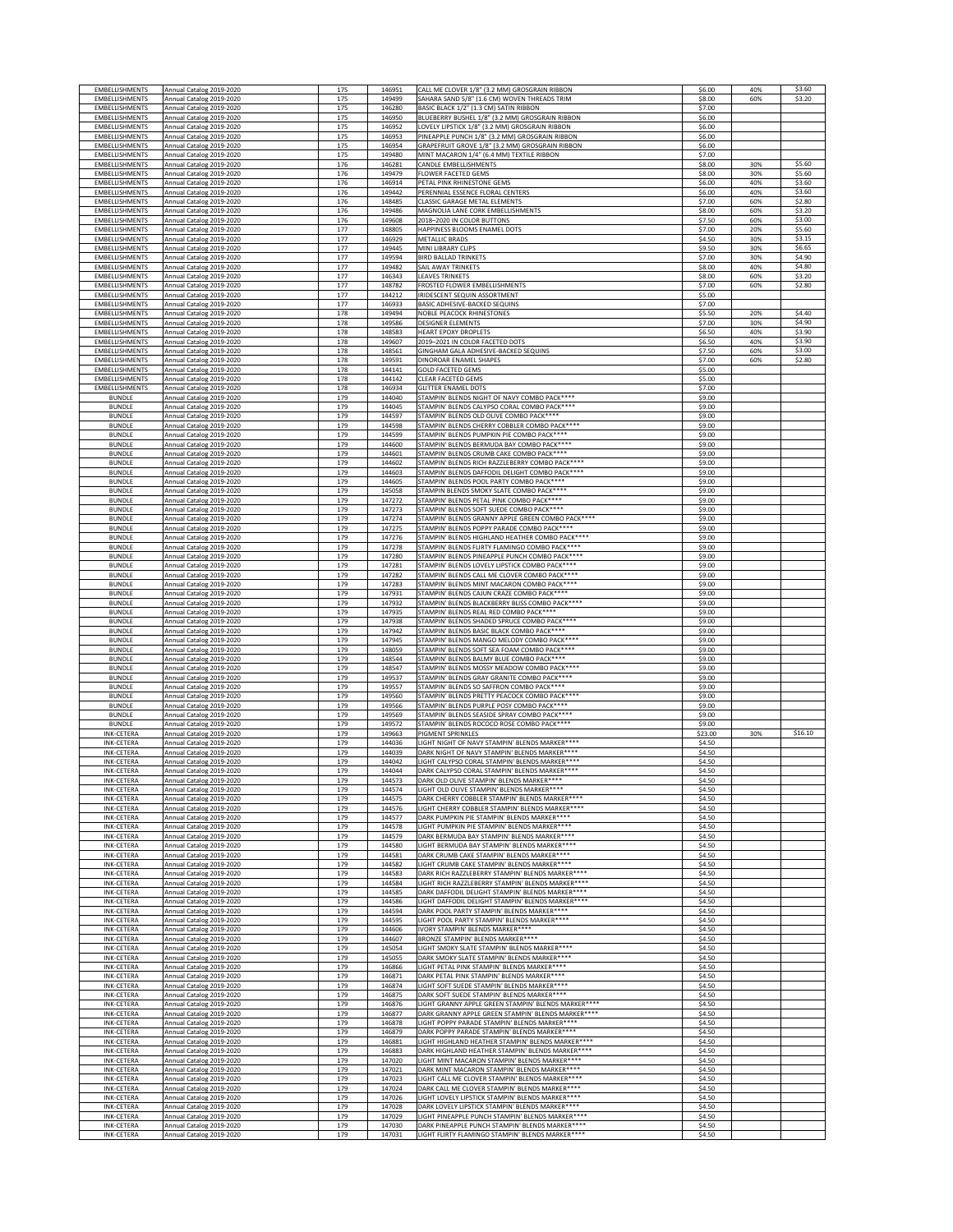| | | | | | | | |
|---|---|---|---|---|---|---|---|
| EMBELLISHMENTS | Annual Catalog 2019-2020 | 175 | 146951 | CALL ME CLOVER 1/8" (3.2 MM) GROSGRAIN RIBBON | $6.00 | 40% | $3.60 |
| EMBELLISHMENTS | Annual Catalog 2019-2020 | 175 | 149499 | SAHARA SAND 5/8" (1.6 CM) WOVEN THREADS TRIM | $8.00 | 60% | $3.20 |
| EMBELLISHMENTS | Annual Catalog 2019-2020 | 175 | 146280 | BASIC BLACK 1/2" (1.3 CM) SATIN RIBBON | $7.00 | | |
| EMBELLISHMENTS | Annual Catalog 2019-2020 | 175 | 146950 | BLUEBERRY BUSHEL 1/8" (3.2 MM) GROSGRAIN RIBBON | $6.00 | | |
| EMBELLISHMENTS | Annual Catalog 2019-2020 | 175 | 146952 | LOVELY LIPSTICK 1/8" (3.2 MM) GROSGRAIN RIBBON | $6.00 | | |
| EMBELLISHMENTS | Annual Catalog 2019-2020 | 175 | 146953 | PINEAPPLE PUNCH 1/8" (3.2 MM) GROSGRAIN RIBBON | $6.00 | | |
| EMBELLISHMENTS | Annual Catalog 2019-2020 | 175 | 146954 | GRAPEFRUIT GROVE 1/8" (3.2 MM) GROSGRAIN RIBBON | $6.00 | | |
| EMBELLISHMENTS | Annual Catalog 2019-2020 | 175 | 149480 | MINT MACARON 1/4" (6.4 MM) TEXTILE RIBBON | $7.00 | | |
| EMBELLISHMENTS | Annual Catalog 2019-2020 | 176 | 146281 | CANDLE EMBELLISHMENTS | $8.00 | 30% | $5.60 |
| EMBELLISHMENTS | Annual Catalog 2019-2020 | 176 | 149479 | FLOWER FACETED GEMS | $8.00 | 30% | $5.60 |
| EMBELLISHMENTS | Annual Catalog 2019-2020 | 176 | 146914 | PETAL PINK RHINESTONE GEMS | $6.00 | 40% | $3.60 |
| EMBELLISHMENTS | Annual Catalog 2019-2020 | 176 | 149442 | PERENNIAL ESSENCE FLORAL CENTERS | $6.00 | 40% | $3.60 |
| EMBELLISHMENTS | Annual Catalog 2019-2020 | 176 | 148485 | CLASSIC GARAGE METAL ELEMENTS | $7.00 | 60% | $2.80 |
| EMBELLISHMENTS | Annual Catalog 2019-2020 | 176 | 149486 | MAGNOLIA LANE CORK EMBELLISHMENTS | $8.00 | 60% | $3.20 |
| EMBELLISHMENTS | Annual Catalog 2019-2020 | 176 | 149608 | 2018–2020 IN COLOR BUTTONS | $7.50 | 60% | $3.00 |
| EMBELLISHMENTS | Annual Catalog 2019-2020 | 177 | 148805 | HAPPINESS BLOOMS ENAMEL DOTS | $7.00 | 20% | $5.60 |
| EMBELLISHMENTS | Annual Catalog 2019-2020 | 177 | 146929 | METALLIC BRADS | $4.50 | 30% | $3.15 |
| EMBELLISHMENTS | Annual Catalog 2019-2020 | 177 | 149445 | MINI LIBRARY CLIPS | $9.50 | 30% | $6.65 |
| EMBELLISHMENTS | Annual Catalog 2019-2020 | 177 | 149594 | BIRD BALLAD TRINKETS | $7.00 | 30% | $4.90 |
| EMBELLISHMENTS | Annual Catalog 2019-2020 | 177 | 149482 | SAIL AWAY TRINKETS | $8.00 | 40% | $4.80 |
| EMBELLISHMENTS | Annual Catalog 2019-2020 | 177 | 146343 | LEAVES TRINKETS | $8.00 | 60% | $3.20 |
| EMBELLISHMENTS | Annual Catalog 2019-2020 | 177 | 148782 | FROSTED FLOWER EMBELLISHMENTS | $7.00 | 60% | $2.80 |
| EMBELLISHMENTS | Annual Catalog 2019-2020 | 177 | 144212 | IRIDESCENT SEQUIN ASSORTMENT | $5.00 | | |
| EMBELLISHMENTS | Annual Catalog 2019-2020 | 177 | 146933 | BASIC ADHESIVE-BACKED SEQUINS | $7.00 | | |
| EMBELLISHMENTS | Annual Catalog 2019-2020 | 178 | 149494 | NOBLE PEACOCK RHINESTONES | $5.50 | 20% | $4.40 |
| EMBELLISHMENTS | Annual Catalog 2019-2020 | 178 | 149586 | DESIGNER ELEMENTS | $7.00 | 30% | $4.90 |
| EMBELLISHMENTS | Annual Catalog 2019-2020 | 178 | 148583 | HEART EPOXY DROPLETS | $6.50 | 40% | $3.90 |
| EMBELLISHMENTS | Annual Catalog 2019-2020 | 178 | 149607 | 2019–2021 IN COLOR FACETED DOTS | $6.50 | 40% | $3.90 |
| EMBELLISHMENTS | Annual Catalog 2019-2020 | 178 | 148561 | GINGHAM GALA ADHESIVE-BACKED SEQUINS | $7.50 | 60% | $3.00 |
| EMBELLISHMENTS | Annual Catalog 2019-2020 | 178 | 149591 | DINOROAR ENAMEL SHAPES | $7.00 | 60% | $2.80 |
| EMBELLISHMENTS | Annual Catalog 2019-2020 | 178 | 144141 | GOLD FACETED GEMS | $5.00 | | |
| EMBELLISHMENTS | Annual Catalog 2019-2020 | 178 | 144142 | CLEAR FACETED GEMS | $5.00 | | |
| EMBELLISHMENTS | Annual Catalog 2019-2020 | 178 | 146934 | GLITTER ENAMEL DOTS | $7.00 | | |
| BUNDLE | Annual Catalog 2019-2020 | 179 | 144040 | STAMPIN' BLENDS NIGHT OF NAVY COMBO PACK**** | $9.00 | | |
| BUNDLE | Annual Catalog 2019-2020 | 179 | 144045 | STAMPIN' BLENDS CALYPSO CORAL COMBO PACK**** | $9.00 | | |
| BUNDLE | Annual Catalog 2019-2020 | 179 | 144597 | STAMPIN' BLENDS OLD OLIVE COMBO PACK**** | $9.00 | | |
| BUNDLE | Annual Catalog 2019-2020 | 179 | 144598 | STAMPIN' BLENDS CHERRY COBBLER COMBO PACK**** | $9.00 | | |
| BUNDLE | Annual Catalog 2019-2020 | 179 | 144599 | STAMPIN' BLENDS PUMPKIN PIE COMBO PACK**** | $9.00 | | |
| BUNDLE | Annual Catalog 2019-2020 | 179 | 144600 | STAMPIN' BLENDS BERMUDA BAY COMBO PACK**** | $9.00 | | |
| BUNDLE | Annual Catalog 2019-2020 | 179 | 144601 | STAMPIN' BLENDS CRUMB CAKE COMBO PACK**** | $9.00 | | |
| BUNDLE | Annual Catalog 2019-2020 | 179 | 144602 | STAMPIN' BLENDS RICH RAZZLEBERRY COMBO PACK**** | $9.00 | | |
| BUNDLE | Annual Catalog 2019-2020 | 179 | 144603 | STAMPIN' BLENDS DAFFODIL DELIGHT COMBO PACK**** | $9.00 | | |
| BUNDLE | Annual Catalog 2019-2020 | 179 | 144605 | STAMPIN' BLENDS POOL PARTY COMBO PACK**** | $9.00 | | |
| BUNDLE | Annual Catalog 2019-2020 | 179 | 145058 | STAMPIN BLENDS SMOKY SLATE COMBO PACK**** | $9.00 | | |
| BUNDLE | Annual Catalog 2019-2020 | 179 | 147272 | STAMPIN' BLENDS PETAL PINK COMBO PACK**** | $9.00 | | |
| BUNDLE | Annual Catalog 2019-2020 | 179 | 147273 | STAMPIN' BLENDS SOFT SUEDE COMBO PACK**** | $9.00 | | |
| BUNDLE | Annual Catalog 2019-2020 | 179 | 147274 | STAMPIN' BLENDS GRANNY APPLE GREEN COMBO PACK**** | $9.00 | | |
| BUNDLE | Annual Catalog 2019-2020 | 179 | 147275 | STAMPIN' BLENDS POPPY PARADE COMBO PACK**** | $9.00 | | |
| BUNDLE | Annual Catalog 2019-2020 | 179 | 147276 | STAMPIN' BLENDS HIGHLAND HEATHER COMBO PACK**** | $9.00 | | |
| BUNDLE | Annual Catalog 2019-2020 | 179 | 147278 | STAMPIN' BLENDS FLIRTY FLAMINGO COMBO PACK**** | $9.00 | | |
| BUNDLE | Annual Catalog 2019-2020 | 179 | 147280 | STAMPIN' BLENDS PINEAPPLE PUNCH COMBO PACK**** | $9.00 | | |
| BUNDLE | Annual Catalog 2019-2020 | 179 | 147281 | STAMPIN' BLENDS LOVELY LIPSTICK COMBO PACK**** | $9.00 | | |
| BUNDLE | Annual Catalog 2019-2020 | 179 | 147282 | STAMPIN' BLENDS CALL ME CLOVER COMBO PACK**** | $9.00 | | |
| BUNDLE | Annual Catalog 2019-2020 | 179 | 147283 | STAMPIN' BLENDS MINT MACARON COMBO PACK**** | $9.00 | | |
| BUNDLE | Annual Catalog 2019-2020 | 179 | 147931 | STAMPIN' BLENDS CAJUN CRAZE COMBO PACK**** | $9.00 | | |
| BUNDLE | Annual Catalog 2019-2020 | 179 | 147932 | STAMPIN' BLENDS BLACKBERRY BLISS COMBO PACK**** | $9.00 | | |
| BUNDLE | Annual Catalog 2019-2020 | 179 | 147935 | STAMPIN' BLENDS REAL RED COMBO PACK**** | $9.00 | | |
| BUNDLE | Annual Catalog 2019-2020 | 179 | 147938 | STAMPIN' BLENDS SHADED SPRUCE COMBO PACK**** | $9.00 | | |
| BUNDLE | Annual Catalog 2019-2020 | 179 | 147942 | STAMPIN' BLENDS BASIC BLACK COMBO PACK**** | $9.00 | | |
| BUNDLE | Annual Catalog 2019-2020 | 179 | 147945 | STAMPIN' BLENDS MANGO MELODY COMBO PACK**** | $9.00 | | |
| BUNDLE | Annual Catalog 2019-2020 | 179 | 148059 | STAMPIN' BLENDS SOFT SEA FOAM COMBO PACK**** | $9.00 | | |
| BUNDLE | Annual Catalog 2019-2020 | 179 | 148544 | STAMPIN' BLENDS BALMY BLUE COMBO PACK**** | $9.00 | | |
| BUNDLE | Annual Catalog 2019-2020 | 179 | 148547 | STAMPIN' BLENDS MOSSY MEADOW COMBO PACK**** | $9.00 | | |
| BUNDLE | Annual Catalog 2019-2020 | 179 | 149537 | STAMPIN' BLENDS GRAY GRANITE COMBO PACK**** | $9.00 | | |
| BUNDLE | Annual Catalog 2019-2020 | 179 | 149557 | STAMPIN' BLENDS SO SAFFRON COMBO PACK**** | $9.00 | | |
| BUNDLE | Annual Catalog 2019-2020 | 179 | 149560 | STAMPIN' BLENDS PRETTY PEACOCK COMBO PACK**** | $9.00 | | |
| BUNDLE | Annual Catalog 2019-2020 | 179 | 149566 | STAMPIN' BLENDS PURPLE POSY COMBO PACK**** | $9.00 | | |
| BUNDLE | Annual Catalog 2019-2020 | 179 | 149569 | STAMPIN' BLENDS SEASIDE SPRAY COMBO PACK**** | $9.00 | | |
| BUNDLE | Annual Catalog 2019-2020 | 179 | 149572 | STAMPIN' BLENDS ROCOCO ROSE COMBO PACK**** | $9.00 | | |
| INK-CETERA | Annual Catalog 2019-2020 | 179 | 149663 | PIGMENT SPRINKLES | $23.00 | 30% | $16.10 |
| INK-CETERA | Annual Catalog 2019-2020 | 179 | 144036 | LIGHT NIGHT OF NAVY STAMPIN' BLENDS MARKER**** | $4.50 | | |
| INK-CETERA | Annual Catalog 2019-2020 | 179 | 144039 | DARK NIGHT OF NAVY STAMPIN' BLENDS MARKER**** | $4.50 | | |
| INK-CETERA | Annual Catalog 2019-2020 | 179 | 144042 | LIGHT CALYPSO CORAL STAMPIN' BLENDS MARKER**** | $4.50 | | |
| INK-CETERA | Annual Catalog 2019-2020 | 179 | 144044 | DARK CALYPSO CORAL STAMPIN' BLENDS MARKER**** | $4.50 | | |
| INK-CETERA | Annual Catalog 2019-2020 | 179 | 144573 | DARK OLD OLIVE STAMPIN' BLENDS MARKER**** | $4.50 | | |
| INK-CETERA | Annual Catalog 2019-2020 | 179 | 144574 | LIGHT OLD OLIVE STAMPIN' BLENDS MARKER**** | $4.50 | | |
| INK-CETERA | Annual Catalog 2019-2020 | 179 | 144575 | DARK CHERRY COBBLER STAMPIN' BLENDS MARKER**** | $4.50 | | |
| INK-CETERA | Annual Catalog 2019-2020 | 179 | 144576 | LIGHT CHERRY COBBLER STAMPIN' BLENDS MARKER**** | $4.50 | | |
| INK-CETERA | Annual Catalog 2019-2020 | 179 | 144577 | DARK PUMPKIN PIE STAMPIN' BLENDS MARKER**** | $4.50 | | |
| INK-CETERA | Annual Catalog 2019-2020 | 179 | 144578 | LIGHT PUMPKIN PIE STAMPIN' BLENDS MARKER**** | $4.50 | | |
| INK-CETERA | Annual Catalog 2019-2020 | 179 | 144579 | DARK BERMUDA BAY STAMPIN' BLENDS MARKER**** | $4.50 | | |
| INK-CETERA | Annual Catalog 2019-2020 | 179 | 144580 | LIGHT BERMUDA BAY STAMPIN' BLENDS MARKER**** | $4.50 | | |
| INK-CETERA | Annual Catalog 2019-2020 | 179 | 144581 | DARK CRUMB CAKE STAMPIN' BLENDS MARKER**** | $4.50 | | |
| INK-CETERA | Annual Catalog 2019-2020 | 179 | 144582 | LIGHT CRUMB CAKE STAMPIN' BLENDS MARKER**** | $4.50 | | |
| INK-CETERA | Annual Catalog 2019-2020 | 179 | 144583 | DARK RICH RAZZLEBERRY STAMPIN' BLENDS MARKER**** | $4.50 | | |
| INK-CETERA | Annual Catalog 2019-2020 | 179 | 144584 | LIGHT RICH RAZZLEBERRY STAMPIN' BLENDS MARKER**** | $4.50 | | |
| INK-CETERA | Annual Catalog 2019-2020 | 179 | 144585 | DARK DAFFODIL DELIGHT STAMPIN' BLENDS MARKER**** | $4.50 | | |
| INK-CETERA | Annual Catalog 2019-2020 | 179 | 144586 | LIGHT DAFFODIL DELIGHT STAMPIN' BLENDS MARKER**** | $4.50 | | |
| INK-CETERA | Annual Catalog 2019-2020 | 179 | 144594 | DARK POOL PARTY STAMPIN' BLENDS MARKER**** | $4.50 | | |
| INK-CETERA | Annual Catalog 2019-2020 | 179 | 144595 | LIGHT POOL PARTY STAMPIN' BLENDS MARKER**** | $4.50 | | |
| INK-CETERA | Annual Catalog 2019-2020 | 179 | 144606 | IVORY STAMPIN' BLENDS MARKER**** | $4.50 | | |
| INK-CETERA | Annual Catalog 2019-2020 | 179 | 144607 | BRONZE STAMPIN' BLENDS MARKER**** | $4.50 | | |
| INK-CETERA | Annual Catalog 2019-2020 | 179 | 145054 | LIGHT SMOKY SLATE STAMPIN' BLENDS MARKER**** | $4.50 | | |
| INK-CETERA | Annual Catalog 2019-2020 | 179 | 145055 | DARK SMOKY SLATE STAMPIN' BLENDS MARKER**** | $4.50 | | |
| INK-CETERA | Annual Catalog 2019-2020 | 179 | 146866 | LIGHT PETAL PINK STAMPIN' BLENDS MARKER**** | $4.50 | | |
| INK-CETERA | Annual Catalog 2019-2020 | 179 | 146871 | DARK PETAL PINK STAMPIN' BLENDS MARKER**** | $4.50 | | |
| INK-CETERA | Annual Catalog 2019-2020 | 179 | 146874 | LIGHT SOFT SUEDE STAMPIN' BLENDS MARKER**** | $4.50 | | |
| INK-CETERA | Annual Catalog 2019-2020 | 179 | 146875 | DARK SOFT SUEDE STAMPIN' BLENDS MARKER**** | $4.50 | | |
| INK-CETERA | Annual Catalog 2019-2020 | 179 | 146876 | LIGHT GRANNY APPLE GREEN STAMPIN' BLENDS MARKER**** | $4.50 | | |
| INK-CETERA | Annual Catalog 2019-2020 | 179 | 146877 | DARK GRANNY APPLE GREEN STAMPIN' BLENDS MARKER**** | $4.50 | | |
| INK-CETERA | Annual Catalog 2019-2020 | 179 | 146878 | LIGHT POPPY PARADE STAMPIN' BLENDS MARKER**** | $4.50 | | |
| INK-CETERA | Annual Catalog 2019-2020 | 179 | 146879 | DARK POPPY PARADE STAMPIN' BLENDS MARKER**** | $4.50 | | |
| INK-CETERA | Annual Catalog 2019-2020 | 179 | 146881 | LIGHT HIGHLAND HEATHER STAMPIN' BLENDS MARKER**** | $4.50 | | |
| INK-CETERA | Annual Catalog 2019-2020 | 179 | 146883 | DARK HIGHLAND HEATHER STAMPIN' BLENDS MARKER**** | $4.50 | | |
| INK-CETERA | Annual Catalog 2019-2020 | 179 | 147020 | LIGHT MINT MACARON STAMPIN' BLENDS MARKER**** | $4.50 | | |
| INK-CETERA | Annual Catalog 2019-2020 | 179 | 147021 | DARK MINT MACARON STAMPIN' BLENDS MARKER**** | $4.50 | | |
| INK-CETERA | Annual Catalog 2019-2020 | 179 | 147023 | LIGHT CALL ME CLOVER STAMPIN' BLENDS MARKER**** | $4.50 | | |
| INK-CETERA | Annual Catalog 2019-2020 | 179 | 147024 | DARK CALL ME CLOVER STAMPIN' BLENDS MARKER**** | $4.50 | | |
| INK-CETERA | Annual Catalog 2019-2020 | 179 | 147026 | LIGHT LOVELY LIPSTICK STAMPIN' BLENDS MARKER**** | $4.50 | | |
| INK-CETERA | Annual Catalog 2019-2020 | 179 | 147028 | DARK LOVELY LIPSTICK STAMPIN' BLENDS MARKER**** | $4.50 | | |
| INK-CETERA | Annual Catalog 2019-2020 | 179 | 147029 | LIGHT PINEAPPLE PUNCH STAMPIN' BLENDS MARKER**** | $4.50 | | |
| INK-CETERA | Annual Catalog 2019-2020 | 179 | 147030 | DARK PINEAPPLE PUNCH STAMPIN' BLENDS MARKER**** | $4.50 | | |
| INK-CETERA | Annual Catalog 2019-2020 | 179 | 147031 | LIGHT FLIRTY FLAMINGO STAMPIN' BLENDS MARKER**** | $4.50 | | |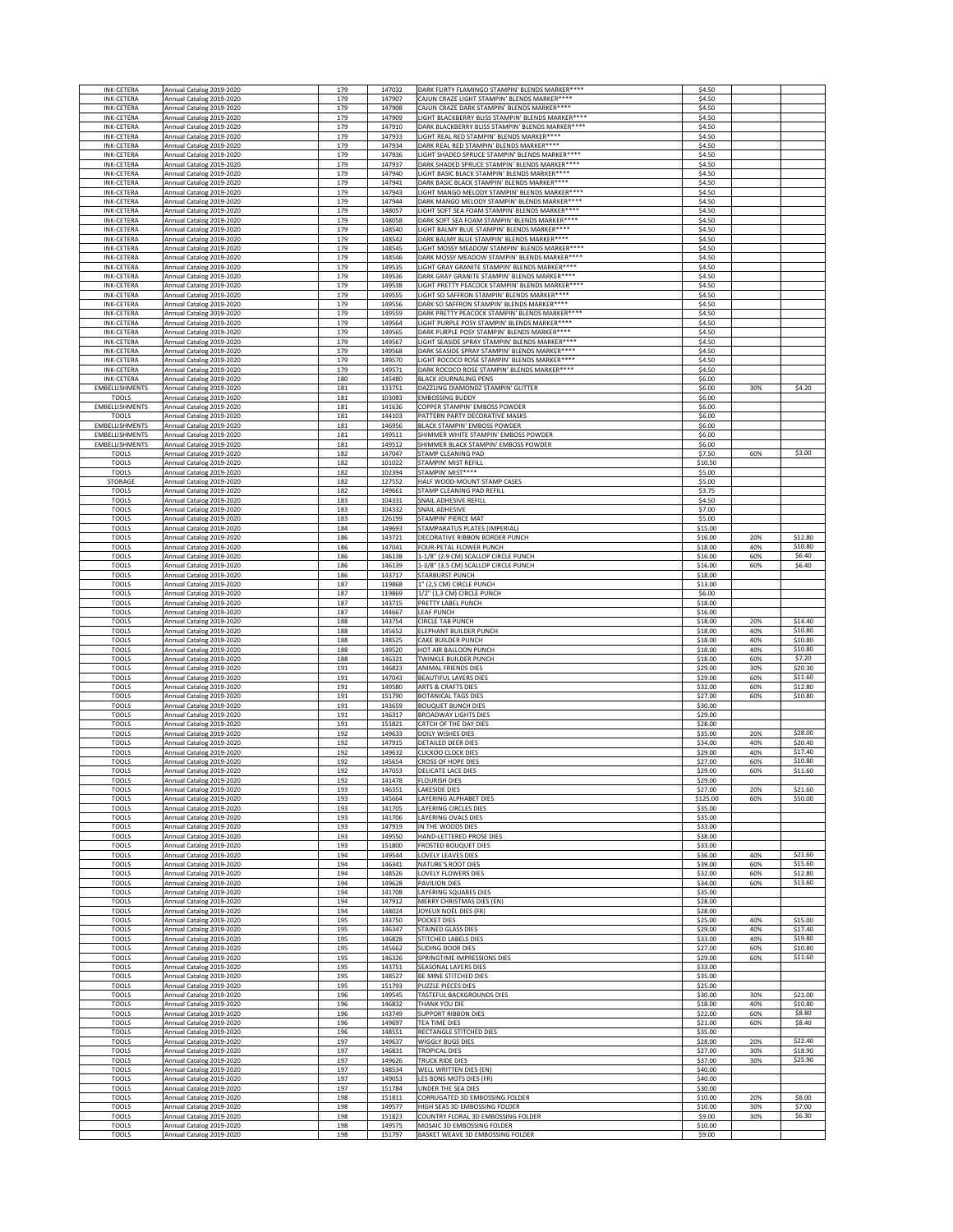| | | | | | | | |
|---|---|---|---|---|---|---|---|
| INK-CETERA | Annual Catalog 2019-2020 | 179 | 147032 | DARK FLIRTY FLAMINGO STAMPIN' BLENDS MARKER**** | $4.50 | | |
| INK-CETERA | Annual Catalog 2019-2020 | 179 | 147907 | CAJUN CRAZE LIGHT STAMPIN' BLENDS MARKER**** | $4.50 | | |
| INK-CETERA | Annual Catalog 2019-2020 | 179 | 147908 | CAJUN CRAZE DARK STAMPIN' BLENDS MARKER**** | $4.50 | | |
| INK-CETERA | Annual Catalog 2019-2020 | 179 | 147909 | LIGHT BLACKBERRY BLISS STAMPIN' BLENDS MARKER**** | $4.50 | | |
| INK-CETERA | Annual Catalog 2019-2020 | 179 | 147910 | DARK BLACKBERRY BLISS STAMPIN' BLENDS MARKER**** | $4.50 | | |
| INK-CETERA | Annual Catalog 2019-2020 | 179 | 147933 | LIGHT REAL RED STAMPIN' BLENDS MARKER**** | $4.50 | | |
| INK-CETERA | Annual Catalog 2019-2020 | 179 | 147934 | DARK REAL RED STAMPIN' BLENDS MARKER**** | $4.50 | | |
| INK-CETERA | Annual Catalog 2019-2020 | 179 | 147936 | LIGHT SHADED SPRUCE STAMPIN' BLENDS MARKER**** | $4.50 | | |
| INK-CETERA | Annual Catalog 2019-2020 | 179 | 147937 | DARK SHADED SPRUCE STAMPIN' BLENDS MARKER**** | $4.50 | | |
| INK-CETERA | Annual Catalog 2019-2020 | 179 | 147940 | LIGHT BASIC BLACK STAMPIN' BLENDS MARKER**** | $4.50 | | |
| INK-CETERA | Annual Catalog 2019-2020 | 179 | 147941 | DARK BASIC BLACK STAMPIN' BLENDS MARKER**** | $4.50 | | |
| INK-CETERA | Annual Catalog 2019-2020 | 179 | 147943 | LIGHT MANGO MELODY STAMPIN' BLENDS MARKER**** | $4.50 | | |
| INK-CETERA | Annual Catalog 2019-2020 | 179 | 147944 | DARK MANGO MELODY STAMPIN' BLENDS MARKER**** | $4.50 | | |
| INK-CETERA | Annual Catalog 2019-2020 | 179 | 148057 | LIGHT SOFT SEA FOAM STAMPIN' BLENDS MARKER**** | $4.50 | | |
| INK-CETERA | Annual Catalog 2019-2020 | 179 | 148058 | DARK SOFT SEA FOAM STAMPIN' BLENDS MARKER**** | $4.50 | | |
| INK-CETERA | Annual Catalog 2019-2020 | 179 | 148540 | LIGHT BALMY BLUE STAMPIN' BLENDS MARKER**** | $4.50 | | |
| INK-CETERA | Annual Catalog 2019-2020 | 179 | 148542 | DARK BALMY BLUE STAMPIN' BLENDS MARKER**** | $4.50 | | |
| INK-CETERA | Annual Catalog 2019-2020 | 179 | 148545 | LIGHT MOSSY MEADOW STAMPIN' BLENDS MARKER**** | $4.50 | | |
| INK-CETERA | Annual Catalog 2019-2020 | 179 | 148546 | DARK MOSSY MEADOW STAMPIN' BLENDS MARKER**** | $4.50 | | |
| INK-CETERA | Annual Catalog 2019-2020 | 179 | 149535 | LIGHT GRAY GRANITE STAMPIN' BLENDS MARKER**** | $4.50 | | |
| INK-CETERA | Annual Catalog 2019-2020 | 179 | 149536 | DARK GRAY GRANITE STAMPIN' BLENDS MARKER**** | $4.50 | | |
| INK-CETERA | Annual Catalog 2019-2020 | 179 | 149538 | LIGHT PRETTY PEACOCK STAMPIN' BLENDS MARKER**** | $4.50 | | |
| INK-CETERA | Annual Catalog 2019-2020 | 179 | 149555 | LIGHT SO SAFFRON STAMPIN' BLENDS MARKER**** | $4.50 | | |
| INK-CETERA | Annual Catalog 2019-2020 | 179 | 149556 | DARK SO SAFFRON STAMPIN' BLENDS MARKER**** | $4.50 | | |
| INK-CETERA | Annual Catalog 2019-2020 | 179 | 149559 | DARK PRETTY PEACOCK STAMPIN' BLENDS MARKER**** | $4.50 | | |
| INK-CETERA | Annual Catalog 2019-2020 | 179 | 149564 | LIGHT PURPLE POSY STAMPIN' BLENDS MARKER**** | $4.50 | | |
| INK-CETERA | Annual Catalog 2019-2020 | 179 | 149565 | DARK PURPLE POSY STAMPIN' BLENDS MARKER**** | $4.50 | | |
| INK-CETERA | Annual Catalog 2019-2020 | 179 | 149567 | LIGHT SEASIDE SPRAY STAMPIN' BLENDS MARKER**** | $4.50 | | |
| INK-CETERA | Annual Catalog 2019-2020 | 179 | 149568 | DARK SEASIDE SPRAY STAMPIN' BLENDS MARKER**** | $4.50 | | |
| INK-CETERA | Annual Catalog 2019-2020 | 179 | 149570 | LIGHT ROCOCO ROSE STAMPIN' BLENDS MARKER**** | $4.50 | | |
| INK-CETERA | Annual Catalog 2019-2020 | 179 | 149571 | DARK ROCOCO ROSE STAMPIN' BLENDS MARKER**** | $4.50 | | |
| INK-CETERA | Annual Catalog 2019-2020 | 180 | 145480 | BLACK JOURNALING PENS | $6.00 | | |
| EMBELLISHMENTS | Annual Catalog 2019-2020 | 181 | 133751 | DAZZLING DIAMONDZ STAMPIN' GLITTER | $6.00 | 30% | $4.20 |
| TOOLS | Annual Catalog 2019-2020 | 181 | 103083 | EMBOSSING BUDDY | $6.00 | | |
| EMBELLISHMENTS | Annual Catalog 2019-2020 | 181 | 141636 | COPPER STAMPIN' EMBOSS POWDER | $6.00 | | |
| TOOLS | Annual Catalog 2019-2020 | 181 | 144103 | PATTERN PARTY DECORATIVE MASKS | $6.00 | | |
| EMBELLISHMENTS | Annual Catalog 2019-2020 | 181 | 146956 | BLACK STAMPIN' EMBOSS POWDER | $6.00 | | |
| EMBELLISHMENTS | Annual Catalog 2019-2020 | 181 | 149511 | SHIMMER WHITE STAMPIN' EMBOSS POWDER | $6.00 | | |
| EMBELLISHMENTS | Annual Catalog 2019-2020 | 181 | 149512 | SHIMMER BLACK STAMPIN' EMBOSS POWDER | $6.00 | | |
| TOOLS | Annual Catalog 2019-2020 | 182 | 147047 | STAMP CLEANING PAD | $7.50 | 60% | $3.00 |
| TOOLS | Annual Catalog 2019-2020 | 182 | 101022 | STAMPIN' MIST REFILL | $10.50 | | |
| TOOLS | Annual Catalog 2019-2020 | 182 | 102394 | STAMPIN' MIST**** | $5.00 | | |
| STORAGE | Annual Catalog 2019-2020 | 182 | 127552 | HALF WOOD-MOUNT STAMP CASES | $5.00 | | |
| TOOLS | Annual Catalog 2019-2020 | 182 | 149661 | STAMP CLEANING PAD REFILL | $3.75 | | |
| TOOLS | Annual Catalog 2019-2020 | 183 | 104331 | SNAIL ADHESIVE REFILL | $4.50 | | |
| TOOLS | Annual Catalog 2019-2020 | 183 | 104332 | SNAIL ADHESIVE | $7.00 | | |
| TOOLS | Annual Catalog 2019-2020 | 183 | 126199 | STAMPIN' PIERCE MAT | $5.00 | | |
| TOOLS | Annual Catalog 2019-2020 | 184 | 149693 | STAMPARATUS PLATES (IMPERIAL) | $15.00 | | |
| TOOLS | Annual Catalog 2019-2020 | 186 | 143721 | DECORATIVE RIBBON BORDER PUNCH | $16.00 | 20% | $12.80 |
| TOOLS | Annual Catalog 2019-2020 | 186 | 147041 | FOUR-PETAL FLOWER PUNCH | $18.00 | 40% | $10.80 |
| TOOLS | Annual Catalog 2019-2020 | 186 | 146138 | 1-1/8" (2.9 CM) SCALLOP CIRCLE PUNCH | $16.00 | 60% | $6.40 |
| TOOLS | Annual Catalog 2019-2020 | 186 | 146139 | 1-3/8" (3.5 CM) SCALLOP CIRCLE PUNCH | $16.00 | 60% | $6.40 |
| TOOLS | Annual Catalog 2019-2020 | 186 | 143717 | STARBURST PUNCH | $18.00 | | |
| TOOLS | Annual Catalog 2019-2020 | 187 | 119868 | 1" (2,5 CM) CIRCLE PUNCH | $13.00 | | |
| TOOLS | Annual Catalog 2019-2020 | 187 | 119869 | 1/2" (1,3 CM) CIRCLE PUNCH | $6.00 | | |
| TOOLS | Annual Catalog 2019-2020 | 187 | 143715 | PRETTY LABEL PUNCH | $18.00 | | |
| TOOLS | Annual Catalog 2019-2020 | 187 | 144667 | LEAF PUNCH | $16.00 | | |
| TOOLS | Annual Catalog 2019-2020 | 188 | 143754 | CIRCLE TAB PUNCH | $18.00 | 20% | $14.40 |
| TOOLS | Annual Catalog 2019-2020 | 188 | 145652 | ELEPHANT BUILDER PUNCH | $18.00 | 40% | $10.80 |
| TOOLS | Annual Catalog 2019-2020 | 188 | 148525 | CAKE BUILDER PUNCH | $18.00 | 40% | $10.80 |
| TOOLS | Annual Catalog 2019-2020 | 188 | 149520 | HOT AIR BALLOON PUNCH | $18.00 | 40% | $10.80 |
| TOOLS | Annual Catalog 2019-2020 | 188 | 146321 | TWINKLE BUILDER PUNCH | $18.00 | 60% | $7.20 |
| TOOLS | Annual Catalog 2019-2020 | 191 | 146823 | ANIMAL FRIENDS DIES | $29.00 | 30% | $20.30 |
| TOOLS | Annual Catalog 2019-2020 | 191 | 147043 | BEAUTIFUL LAYERS DIES | $29.00 | 60% | $11.60 |
| TOOLS | Annual Catalog 2019-2020 | 191 | 149580 | ARTS & CRAFTS DIES | $32.00 | 60% | $12.80 |
| TOOLS | Annual Catalog 2019-2020 | 191 | 151790 | BOTANICAL TAGS DIES | $27.00 | 60% | $10.80 |
| TOOLS | Annual Catalog 2019-2020 | 191 | 143659 | BOUQUET BUNCH DIES | $30.00 | | |
| TOOLS | Annual Catalog 2019-2020 | 191 | 146317 | BROADWAY LIGHTS DIES | $29.00 | | |
| TOOLS | Annual Catalog 2019-2020 | 191 | 151821 | CATCH OF THE DAY DIES | $28.00 | | |
| TOOLS | Annual Catalog 2019-2020 | 192 | 149633 | DOILY WISHES DIES | $35.00 | 20% | $28.00 |
| TOOLS | Annual Catalog 2019-2020 | 192 | 147915 | DETAILED DEER DIES | $34.00 | 40% | $20.40 |
| TOOLS | Annual Catalog 2019-2020 | 192 | 149632 | CUCKOO CLOCK DIES | $29.00 | 40% | $17.40 |
| TOOLS | Annual Catalog 2019-2020 | 192 | 145654 | CROSS OF HOPE DIES | $27.00 | 60% | $10.80 |
| TOOLS | Annual Catalog 2019-2020 | 192 | 147053 | DELICATE LACE DIES | $29.00 | 60% | $11.60 |
| TOOLS | Annual Catalog 2019-2020 | 192 | 141478 | FLOURISH DIES | $29.00 | | |
| TOOLS | Annual Catalog 2019-2020 | 193 | 146351 | LAKESIDE DIES | $27.00 | 20% | $21.60 |
| TOOLS | Annual Catalog 2019-2020 | 193 | 145664 | LAYERING ALPHABET DIES | $125.00 | 60% | $50.00 |
| TOOLS | Annual Catalog 2019-2020 | 193 | 141705 | LAYERING CIRCLES DIES | $35.00 | | |
| TOOLS | Annual Catalog 2019-2020 | 193 | 141706 | LAYERING OVALS DIES | $35.00 | | |
| TOOLS | Annual Catalog 2019-2020 | 193 | 147919 | IN THE WOODS DIES | $33.00 | | |
| TOOLS | Annual Catalog 2019-2020 | 193 | 149550 | HAND-LETTERED PROSE DIES | $38.00 | | |
| TOOLS | Annual Catalog 2019-2020 | 193 | 151800 | FROSTED BOUQUET DIES | $33.00 | | |
| TOOLS | Annual Catalog 2019-2020 | 194 | 149544 | LOVELY LEAVES DIES | $36.00 | 40% | $21.60 |
| TOOLS | Annual Catalog 2019-2020 | 194 | 146341 | NATURE'S ROOT DIES | $39.00 | 60% | $15.60 |
| TOOLS | Annual Catalog 2019-2020 | 194 | 148526 | LOVELY FLOWERS DIES | $32.00 | 60% | $12.80 |
| TOOLS | Annual Catalog 2019-2020 | 194 | 149628 | PAVILION DIES | $34.00 | 60% | $13.60 |
| TOOLS | Annual Catalog 2019-2020 | 194 | 141708 | LAYERING SQUARES DIES | $35.00 | | |
| TOOLS | Annual Catalog 2019-2020 | 194 | 147912 | MERRY CHRISTMAS DIES (EN) | $28.00 | | |
| TOOLS | Annual Catalog 2019-2020 | 194 | 148024 | JOYEUX NOËL DIES (FR) | $28.00 | | |
| TOOLS | Annual Catalog 2019-2020 | 195 | 143750 | POCKET DIES | $25.00 | 40% | $15.00 |
| TOOLS | Annual Catalog 2019-2020 | 195 | 146347 | STAINED GLASS DIES | $29.00 | 40% | $17.40 |
| TOOLS | Annual Catalog 2019-2020 | 195 | 146828 | STITCHED LABELS DIES | $33.00 | 40% | $19.80 |
| TOOLS | Annual Catalog 2019-2020 | 195 | 145662 | SLIDING DOOR DIES | $27.00 | 60% | $10.80 |
| TOOLS | Annual Catalog 2019-2020 | 195 | 146326 | SPRINGTIME IMPRESSIONS DIES | $29.00 | 60% | $11.60 |
| TOOLS | Annual Catalog 2019-2020 | 195 | 143751 | SEASONAL LAYERS DIES | $33.00 | | |
| TOOLS | Annual Catalog 2019-2020 | 195 | 148527 | BE MINE STITCHED DIES | $35.00 | | |
| TOOLS | Annual Catalog 2019-2020 | 195 | 151793 | PUZZLE PIECES DIES | $25.00 | | |
| TOOLS | Annual Catalog 2019-2020 | 196 | 149545 | TASTEFUL BACKGROUNDS DIES | $30.00 | 30% | $21.00 |
| TOOLS | Annual Catalog 2019-2020 | 196 | 146832 | THANK YOU DIE | $18.00 | 40% | $10.80 |
| TOOLS | Annual Catalog 2019-2020 | 196 | 143749 | SUPPORT RIBBON DIES | $22.00 | 60% | $8.80 |
| TOOLS | Annual Catalog 2019-2020 | 196 | 149697 | TEA TIME DIES | $21.00 | 60% | $8.40 |
| TOOLS | Annual Catalog 2019-2020 | 196 | 148551 | RECTANGLE STITCHED DIES | $35.00 | | |
| TOOLS | Annual Catalog 2019-2020 | 197 | 149637 | WIGGLY BUGS DIES | $28.00 | 20% | $22.40 |
| TOOLS | Annual Catalog 2019-2020 | 197 | 146831 | TROPICAL DIES | $27.00 | 30% | $18.90 |
| TOOLS | Annual Catalog 2019-2020 | 197 | 149626 | TRUCK RIDE DIES | $37.00 | 30% | $25.90 |
| TOOLS | Annual Catalog 2019-2020 | 197 | 148534 | WELL WRITTEN DIES (EN) | $40.00 | | |
| TOOLS | Annual Catalog 2019-2020 | 197 | 149053 | LES BONS MOTS DIES (FR) | $40.00 | | |
| TOOLS | Annual Catalog 2019-2020 | 197 | 151784 | UNDER THE SEA DIES | $30.00 | | |
| TOOLS | Annual Catalog 2019-2020 | 198 | 151811 | CORRUGATED 3D EMBOSSING FOLDER | $10.00 | 20% | $8.00 |
| TOOLS | Annual Catalog 2019-2020 | 198 | 149577 | HIGH SEAS 3D EMBOSSING FOLDER | $10.00 | 30% | $7.00 |
| TOOLS | Annual Catalog 2019-2020 | 198 | 151823 | COUNTRY FLORAL 3D EMBOSSING FOLDER | $9.00 | 30% | $6.30 |
| TOOLS | Annual Catalog 2019-2020 | 198 | 149575 | MOSAIC 3D EMBOSSING FOLDER | $10.00 | | |
| TOOLS | Annual Catalog 2019-2020 | 198 | 151797 | BASKET WEAVE 3D EMBOSSING FOLDER | $9.00 | | |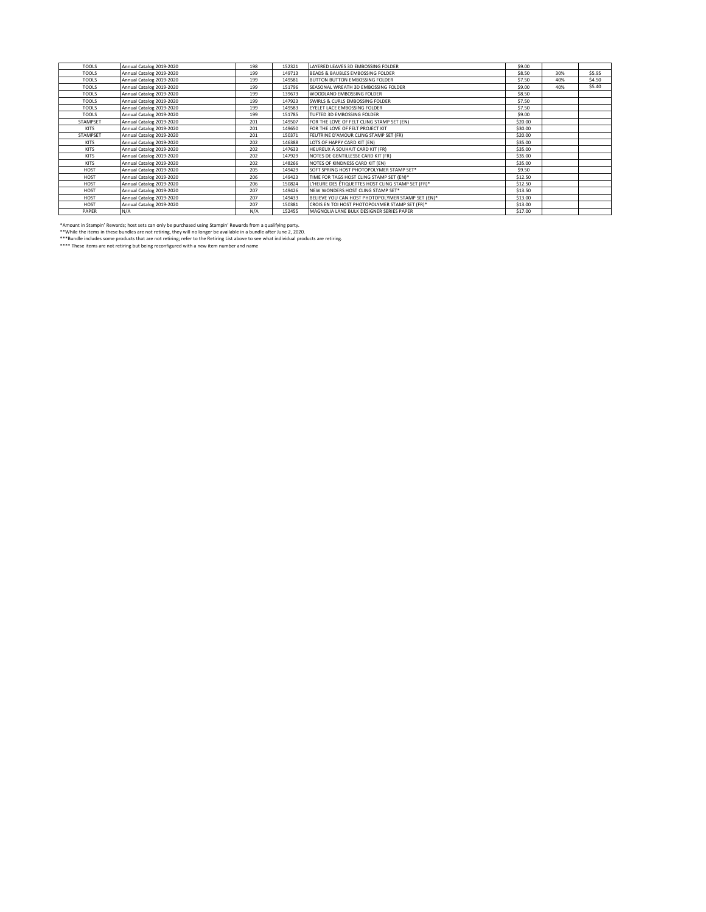| | | | | | | | |
|---|---|---|---|---|---|---|---|
| TOOLS | Annual Catalog 2019-2020 | 198 | 152321 | LAYERED LEAVES 3D EMBOSSING FOLDER | $9.00 | | |
| TOOLS | Annual Catalog 2019-2020 | 199 | 149713 | BEADS & BAUBLES EMBOSSING FOLDER | $8.50 | 30% | $5.95 |
| TOOLS | Annual Catalog 2019-2020 | 199 | 149581 | BUTTON BUTTON EMBOSSING FOLDER | $7.50 | 40% | $4.50 |
| TOOLS | Annual Catalog 2019-2020 | 199 | 151796 | SEASONAL WREATH 3D EMBOSSING FOLDER | $9.00 | 40% | $5.40 |
| TOOLS | Annual Catalog 2019-2020 | 199 | 139673 | WOODLAND EMBOSSING FOLDER | $8.50 | | |
| TOOLS | Annual Catalog 2019-2020 | 199 | 147923 | SWIRLS & CURLS EMBOSSING FOLDER | $7.50 | | |
| TOOLS | Annual Catalog 2019-2020 | 199 | 149583 | EYELET LACE EMBOSSING FOLDER | $7.50 | | |
| TOOLS | Annual Catalog 2019-2020 | 199 | 151785 | TUFTED 3D EMBOSSING FOLDER | $9.00 | | |
| STAMPSET | Annual Catalog 2019-2020 | 201 | 149507 | FOR THE LOVE OF FELT CLING STAMP SET (EN) | $20.00 | | |
| KITS | Annual Catalog 2019-2020 | 201 | 149650 | FOR THE LOVE OF FELT PROJECT KIT | $30.00 | | |
| STAMPSET | Annual Catalog 2019-2020 | 201 | 150371 | FEUTRINE D'AMOUR CLING STAMP SET (FR) | $20.00 | | |
| KITS | Annual Catalog 2019-2020 | 202 | 146388 | LOTS OF HAPPY CARD KIT (EN) | $35.00 | | |
| KITS | Annual Catalog 2019-2020 | 202 | 147633 | HEUREUX À SOUHAIT CARD KIT (FR) | $35.00 | | |
| KITS | Annual Catalog 2019-2020 | 202 | 147929 | NOTES DE GENTILLESSE CARD KIT (FR) | $35.00 | | |
| KITS | Annual Catalog 2019-2020 | 202 | 148266 | NOTES OF KINDNESS CARD KIT (EN) | $35.00 | | |
| HOST | Annual Catalog 2019-2020 | 205 | 149429 | SOFT SPRING HOST PHOTOPOLYMER STAMP SET* | $9.50 | | |
| HOST | Annual Catalog 2019-2020 | 206 | 149423 | TIME FOR TAGS HOST CLING STAMP SET (EN)* | $12.50 | | |
| HOST | Annual Catalog 2019-2020 | 206 | 150824 | L'HEURE DES ÉTIQUETTES HOST CLING STAMP SET (FR)* | $12.50 | | |
| HOST | Annual Catalog 2019-2020 | 207 | 149426 | NEW WONDERS HOST CLING STAMP SET* | $13.50 | | |
| HOST | Annual Catalog 2019-2020 | 207 | 149433 | BELIEVE YOU CAN HOST PHOTOPOLYMER STAMP SET (EN)* | $13.00 | | |
| HOST | Annual Catalog 2019-2020 | 207 | 150381 | CROIS EN TOI HOST PHOTOPOLYMER STAMP SET (FR)* | $13.00 | | |
| PAPER | N/A | N/A | 152455 | MAGNOLIA LANE BULK DESIGNER SERIES PAPER | $17.00 | | |

*Amount in Stampin' Rewards; host sets can only be purchased using Stampin' Rewards from a qualifying party.

**While the items in these bundles are not retiring, they will no longer be available in a bundle after June 2, 2020.

***Bundle includes some products that are not retiring; refer to the Retiring List above to see what individual products are retiring.

**** These items are not retiring but being reconfigured with a new item number and name